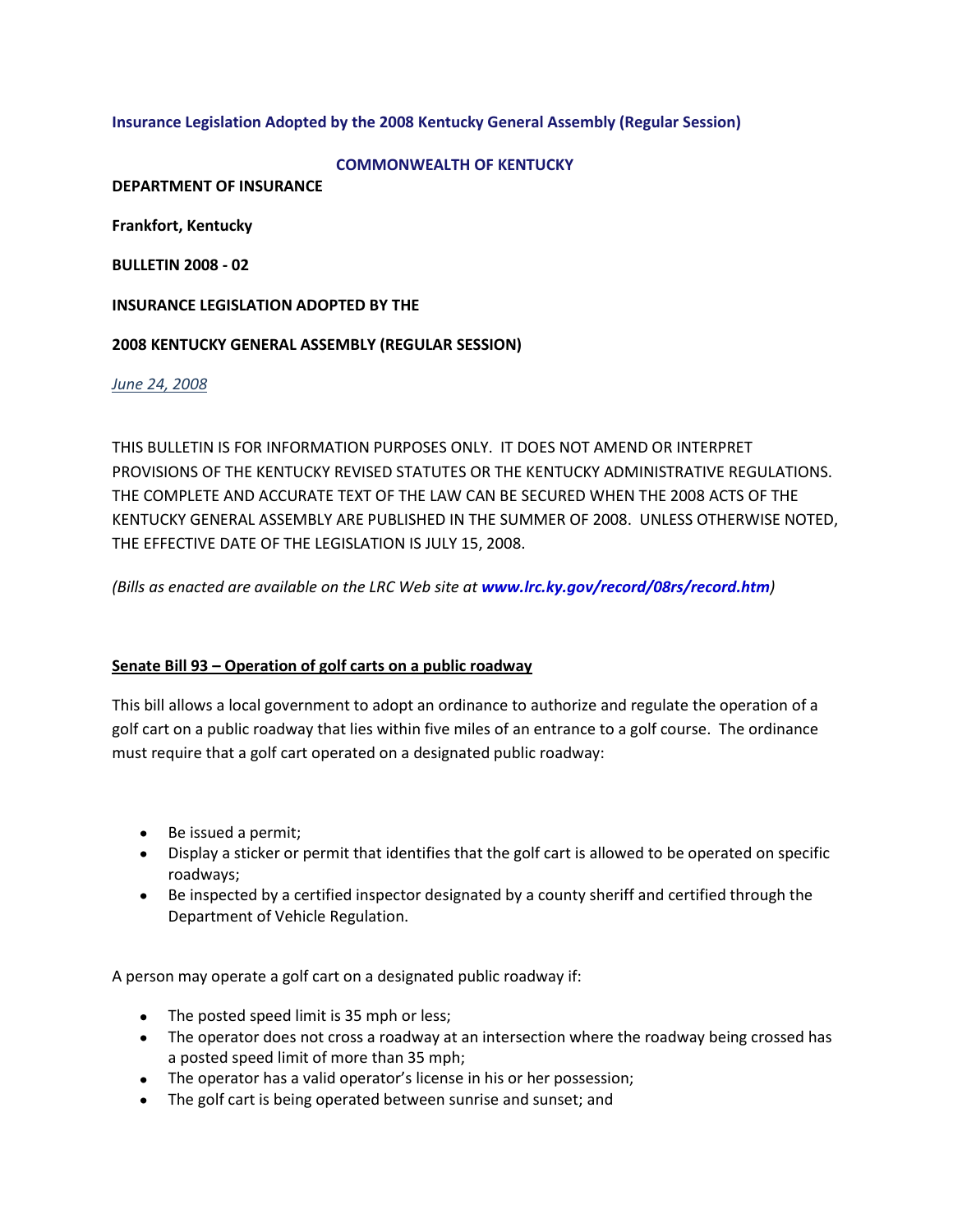**Insurance Legislation Adopted by the 2008 Kentucky General Assembly (Regular Session)**

**COMMONWEALTH OF KENTUCKY**

**DEPARTMENT OF INSURANCE**

**Frankfort, Kentucky**

**BULLETIN 2008 - 02**

**INSURANCE LEGISLATION ADOPTED BY THE**

**2008 KENTUCKY GENERAL ASSEMBLY (REGULAR SESSION)**

*June 24, 2008*

THIS BULLETIN IS FOR INFORMATION PURPOSES ONLY. IT DOES NOT AMEND OR INTERPRET PROVISIONS OF THE KENTUCKY REVISED STATUTES OR THE KENTUCKY ADMINISTRATIVE REGULATIONS. THE COMPLETE AND ACCURATE TEXT OF THE LAW CAN BE SECURED WHEN THE 2008 ACTS OF THE KENTUCKY GENERAL ASSEMBLY ARE PUBLISHED IN THE SUMMER OF 2008. UNLESS OTHERWISE NOTED, THE EFFECTIVE DATE OF THE LEGISLATION IS JULY 15, 2008.

*(Bills as enacted are available on the LRC Web site at **www.lrc.ky.gov/record/08rs/record.htm**)*

**Senate Bill 93 – Operation of golf carts on a public roadway**

This bill allows a local government to adopt an ordinance to authorize and regulate the operation of a golf cart on a public roadway that lies within five miles of an entrance to a golf course. The ordinance must require that a golf cart operated on a designated public roadway:

- Be issued a permit;
- Display a sticker or permit that identifies that the golf cart is allowed to be operated on specific roadways;
- Be inspected by a certified inspector designated by a county sheriff and certified through the Department of Vehicle Regulation.

A person may operate a golf cart on a designated public roadway if:

- The posted speed limit is 35 mph or less;
- The operator does not cross a roadway at an intersection where the roadway being crossed has a posted speed limit of more than 35 mph;
- The operator has a valid operator's license in his or her possession;
- The golf cart is being operated between sunrise and sunset; and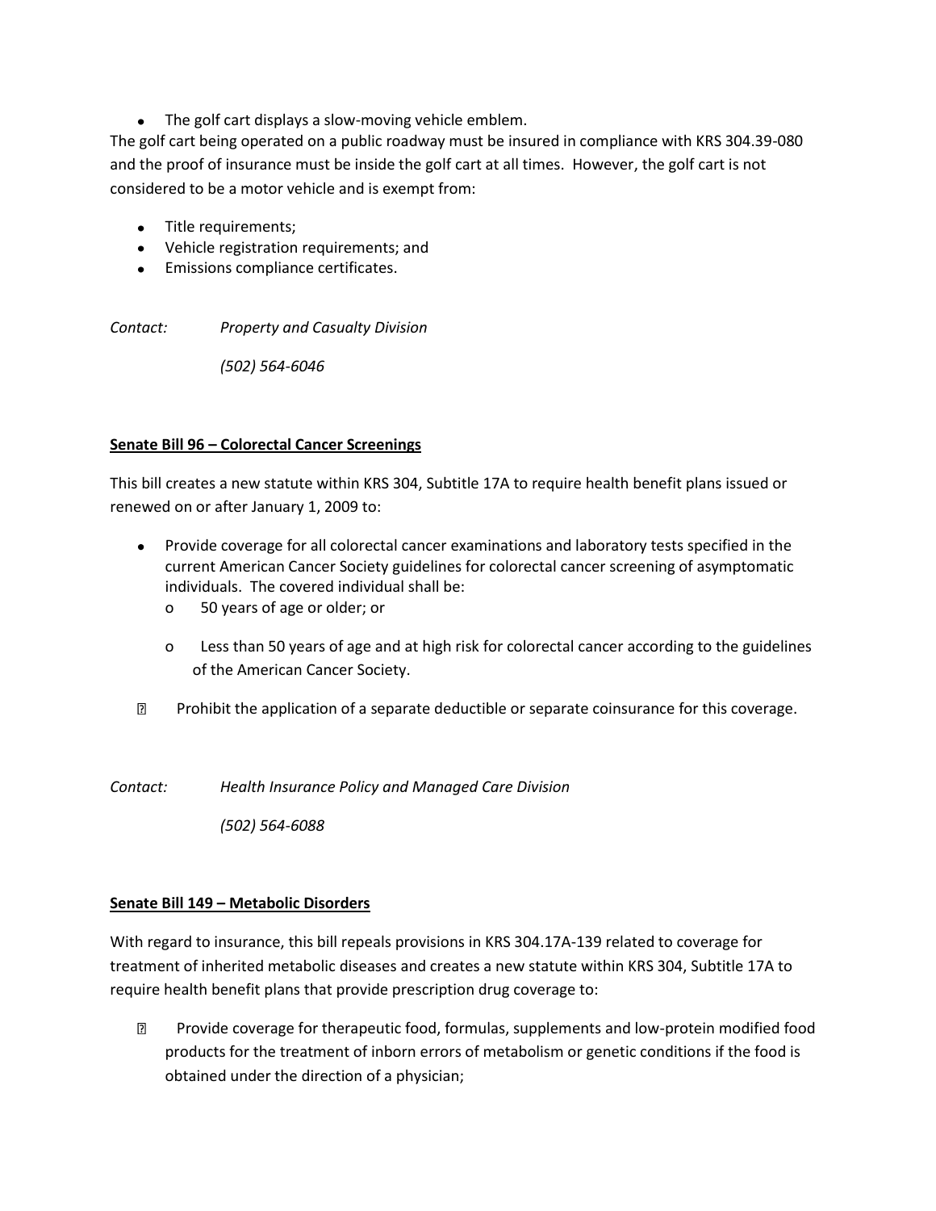- The golf cart displays a slow-moving vehicle emblem.

The golf cart being operated on a public roadway must be insured in compliance with KRS 304.39-080 and the proof of insurance must be inside the golf cart at all times. However, the golf cart is not considered to be a motor vehicle and is exempt from:

- Title requirements;
- Vehicle registration requirements; and
- Emissions compliance certificates.

*Contact: Property and Casualty Division*

*(502) 564-6046*

**Senate Bill 96 – Colorectal Cancer Screenings**

This bill creates a new statute within KRS 304, Subtitle 17A to require health benefit plans issued or renewed on or after January 1, 2009 to:

- Provide coverage for all colorectal cancer examinations and laboratory tests specified in the current American Cancer Society guidelines for colorectal cancer screening of asymptomatic individuals. The covered individual shall be:
  - 50 years of age or older; or
  - Less than 50 years of age and at high risk for colorectal cancer according to the guidelines of the American Cancer Society.
- Prohibit the application of a separate deductible or separate coinsurance for this coverage.

*Contact: Health Insurance Policy and Managed Care Division*

*(502) 564-6088*

**Senate Bill 149 – Metabolic Disorders**

With regard to insurance, this bill repeals provisions in KRS 304.17A-139 related to coverage for treatment of inherited metabolic diseases and creates a new statute within KRS 304, Subtitle 17A to require health benefit plans that provide prescription drug coverage to:

- Provide coverage for therapeutic food, formulas, supplements and low-protein modified food products for the treatment of inborn errors of metabolism or genetic conditions if the food is obtained under the direction of a physician;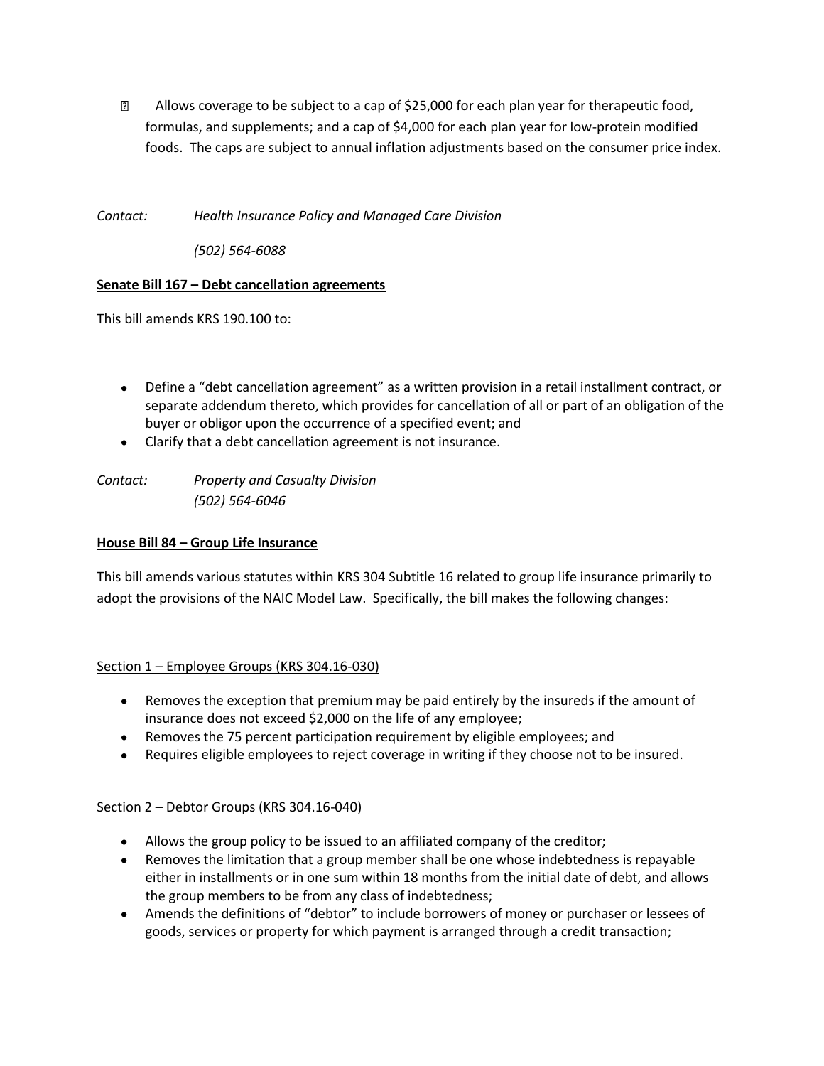- Allows coverage to be subject to a cap of $25,000 for each plan year for therapeutic food, formulas, and supplements; and a cap of $4,000 for each plan year for low-protein modified foods. The caps are subject to annual inflation adjustments based on the consumer price index.

*Contact: Health Insurance Policy and Managed Care Division*

*(502) 564-6088*

**Senate Bill 167 – Debt cancellation agreements**

This bill amends KRS 190.100 to:

- Define a "debt cancellation agreement" as a written provision in a retail installment contract, or separate addendum thereto, which provides for cancellation of all or part of an obligation of the buyer or obligor upon the occurrence of a specified event; and
- Clarify that a debt cancellation agreement is not insurance.

*Contact: Property and Casualty Division*
*(502) 564-6046*

**House Bill 84 – Group Life Insurance**

This bill amends various statutes within KRS 304 Subtitle 16 related to group life insurance primarily to adopt the provisions of the NAIC Model Law. Specifically, the bill makes the following changes:

Section 1 – Employee Groups (KRS 304.16-030)

- Removes the exception that premium may be paid entirely by the insureds if the amount of insurance does not exceed $2,000 on the life of any employee;
- Removes the 75 percent participation requirement by eligible employees; and
- Requires eligible employees to reject coverage in writing if they choose not to be insured.

Section 2 – Debtor Groups (KRS 304.16-040)

- Allows the group policy to be issued to an affiliated company of the creditor;
- Removes the limitation that a group member shall be one whose indebtedness is repayable either in installments or in one sum within 18 months from the initial date of debt, and allows the group members to be from any class of indebtedness;
- Amends the definitions of "debtor" to include borrowers of money or purchaser or lessees of goods, services or property for which payment is arranged through a credit transaction;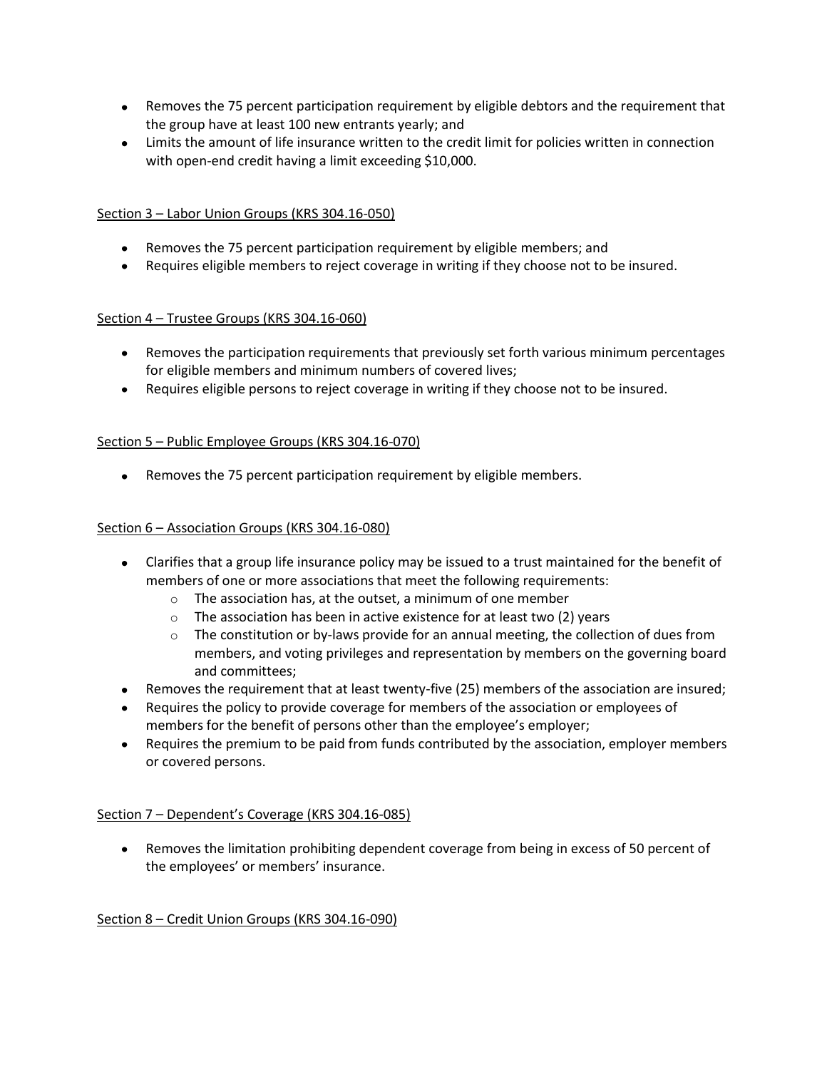- Removes the 75 percent participation requirement by eligible debtors and the requirement that the group have at least 100 new entrants yearly; and
- Limits the amount of life insurance written to the credit limit for policies written in connection with open-end credit having a limit exceeding $10,000.

<u>Section 3 – Labor Union Groups (KRS 304.16-050)</u>

- Removes the 75 percent participation requirement by eligible members; and
- Requires eligible members to reject coverage in writing if they choose not to be insured.

<u>Section 4 – Trustee Groups (KRS 304.16-060)</u>

- Removes the participation requirements that previously set forth various minimum percentages for eligible members and minimum numbers of covered lives;
- Requires eligible persons to reject coverage in writing if they choose not to be insured.

<u>Section 5 – Public Employee Groups (KRS 304.16-070)</u>

- Removes the 75 percent participation requirement by eligible members.

<u>Section 6 – Association Groups (KRS 304.16-080)</u>

- Clarifies that a group life insurance policy may be issued to a trust maintained for the benefit of members of one or more associations that meet the following requirements:
  - The association has, at the outset, a minimum of one member
  - The association has been in active existence for at least two (2) years
  - The constitution or by-laws provide for an annual meeting, the collection of dues from members, and voting privileges and representation by members on the governing board and committees;
- Removes the requirement that at least twenty-five (25) members of the association are insured;
- Requires the policy to provide coverage for members of the association or employees of members for the benefit of persons other than the employee's employer;
- Requires the premium to be paid from funds contributed by the association, employer members or covered persons.

<u>Section 7 – Dependent's Coverage (KRS 304.16-085)</u>

- Removes the limitation prohibiting dependent coverage from being in excess of 50 percent of the employees' or members' insurance.

<u>Section 8 – Credit Union Groups (KRS 304.16-090)</u>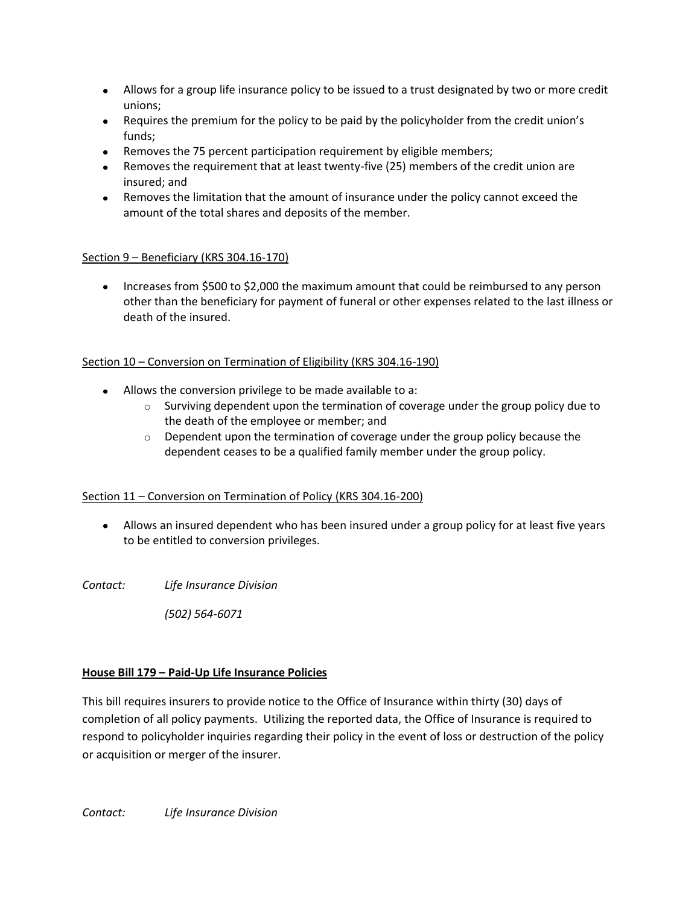- Allows for a group life insurance policy to be issued to a trust designated by two or more credit unions;
- Requires the premium for the policy to be paid by the policyholder from the credit union's funds;
- Removes the 75 percent participation requirement by eligible members;
- Removes the requirement that at least twenty-five (25) members of the credit union are insured; and
- Removes the limitation that the amount of insurance under the policy cannot exceed the amount of the total shares and deposits of the member.

<u>Section 9 – Beneficiary (KRS 304.16-170)</u>

- Increases from $500 to $2,000 the maximum amount that could be reimbursed to any person other than the beneficiary for payment of funeral or other expenses related to the last illness or death of the insured.

<u>Section 10 – Conversion on Termination of Eligibility (KRS 304.16-190)</u>

- Allows the conversion privilege to be made available to a:
  - Surviving dependent upon the termination of coverage under the group policy due to the death of the employee or member; and
  - Dependent upon the termination of coverage under the group policy because the dependent ceases to be a qualified family member under the group policy.

<u>Section 11 – Conversion on Termination of Policy (KRS 304.16-200)</u>

- Allows an insured dependent who has been insured under a group policy for at least five years to be entitled to conversion privileges.

*Contact: Life Insurance Division*

*(502) 564-6071*

**<u>House Bill 179 – Paid-Up Life Insurance Policies</u>**

This bill requires insurers to provide notice to the Office of Insurance within thirty (30) days of completion of all policy payments. Utilizing the reported data, the Office of Insurance is required to respond to policyholder inquiries regarding their policy in the event of loss or destruction of the policy or acquisition or merger of the insurer.

*Contact: Life Insurance Division*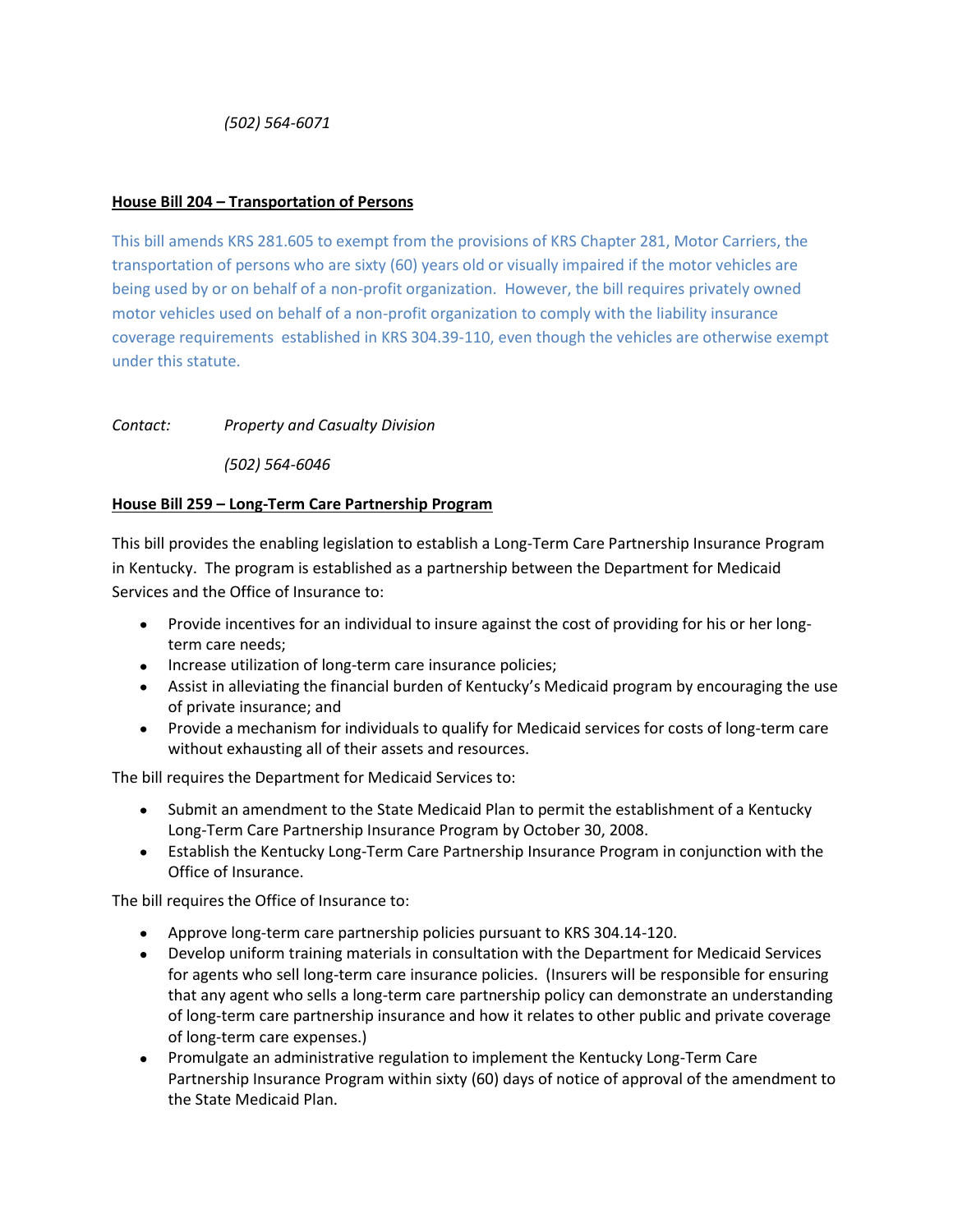*(502) 564-6071*

**House Bill 204 – Transportation of Persons**

This bill amends KRS 281.605 to exempt from the provisions of KRS Chapter 281, Motor Carriers, the transportation of persons who are sixty (60) years old or visually impaired if the motor vehicles are being used by or on behalf of a non-profit organization. However, the bill requires privately owned motor vehicles used on behalf of a non-profit organization to comply with the liability insurance coverage requirements established in KRS 304.39-110, even though the vehicles are otherwise exempt under this statute.

*Contact: Property and Casualty Division*

*(502) 564-6046*

**House Bill 259 – Long-Term Care Partnership Program**

This bill provides the enabling legislation to establish a Long-Term Care Partnership Insurance Program in Kentucky. The program is established as a partnership between the Department for Medicaid Services and the Office of Insurance to:

- Provide incentives for an individual to insure against the cost of providing for his or her long-term care needs;
- Increase utilization of long-term care insurance policies;
- Assist in alleviating the financial burden of Kentucky's Medicaid program by encouraging the use of private insurance; and
- Provide a mechanism for individuals to qualify for Medicaid services for costs of long-term care without exhausting all of their assets and resources.

The bill requires the Department for Medicaid Services to:

- Submit an amendment to the State Medicaid Plan to permit the establishment of a Kentucky Long-Term Care Partnership Insurance Program by October 30, 2008.
- Establish the Kentucky Long-Term Care Partnership Insurance Program in conjunction with the Office of Insurance.

The bill requires the Office of Insurance to:

- Approve long-term care partnership policies pursuant to KRS 304.14-120.
- Develop uniform training materials in consultation with the Department for Medicaid Services for agents who sell long-term care insurance policies. (Insurers will be responsible for ensuring that any agent who sells a long-term care partnership policy can demonstrate an understanding of long-term care partnership insurance and how it relates to other public and private coverage of long-term care expenses.)
- Promulgate an administrative regulation to implement the Kentucky Long-Term Care Partnership Insurance Program within sixty (60) days of notice of approval of the amendment to the State Medicaid Plan.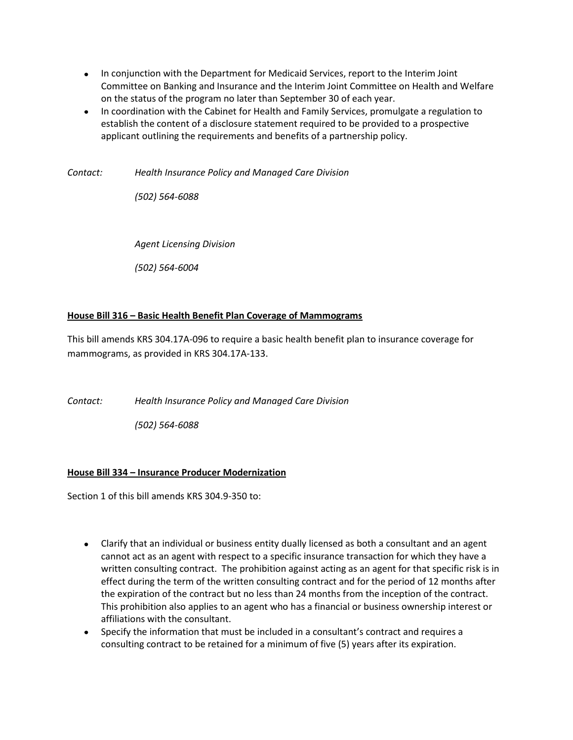- In conjunction with the Department for Medicaid Services, report to the Interim Joint Committee on Banking and Insurance and the Interim Joint Committee on Health and Welfare on the status of the program no later than September 30 of each year.
- In coordination with the Cabinet for Health and Family Services, promulgate a regulation to establish the content of a disclosure statement required to be provided to a prospective applicant outlining the requirements and benefits of a partnership policy.

*Contact:* *Health Insurance Policy and Managed Care Division*

*(502) 564-6088*

*Agent Licensing Division*

*(502) 564-6004*

**House Bill 316 – Basic Health Benefit Plan Coverage of Mammograms**

This bill amends KRS 304.17A-096 to require a basic health benefit plan to insurance coverage for mammograms, as provided in KRS 304.17A-133.

*Contact:* *Health Insurance Policy and Managed Care Division*

*(502) 564-6088*

**House Bill 334 – Insurance Producer Modernization**

Section 1 of this bill amends KRS 304.9-350 to:

- Clarify that an individual or business entity dually licensed as both a consultant and an agent cannot act as an agent with respect to a specific insurance transaction for which they have a written consulting contract. The prohibition against acting as an agent for that specific risk is in effect during the term of the written consulting contract and for the period of 12 months after the expiration of the contract but no less than 24 months from the inception of the contract. This prohibition also applies to an agent who has a financial or business ownership interest or affiliations with the consultant.
- Specify the information that must be included in a consultant's contract and requires a consulting contract to be retained for a minimum of five (5) years after its expiration.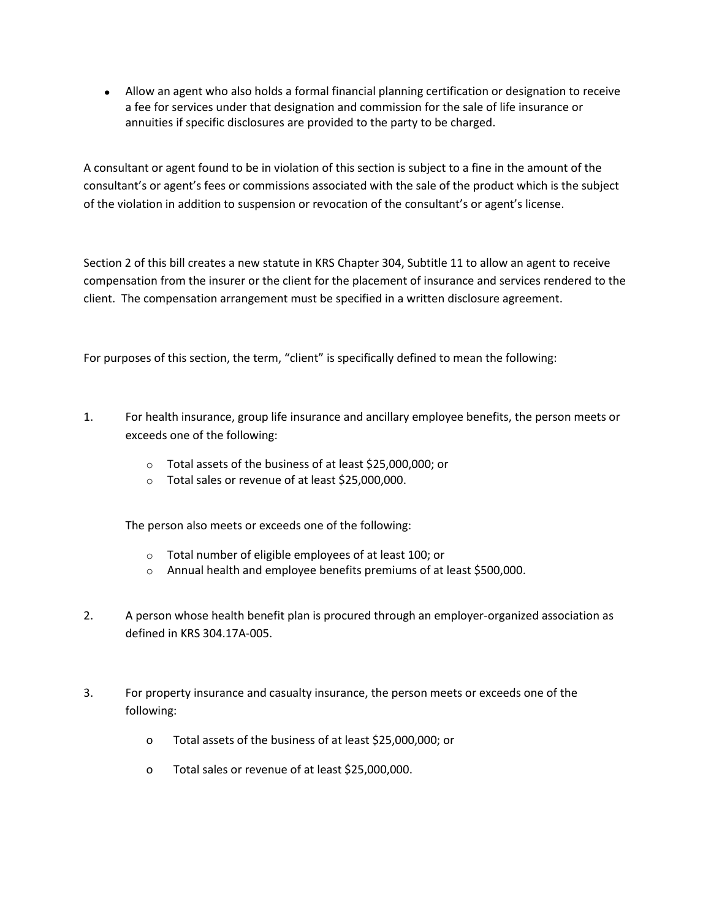- Allow an agent who also holds a formal financial planning certification or designation to receive a fee for services under that designation and commission for the sale of life insurance or annuities if specific disclosures are provided to the party to be charged.

A consultant or agent found to be in violation of this section is subject to a fine in the amount of the consultant's or agent's fees or commissions associated with the sale of the product which is the subject of the violation in addition to suspension or revocation of the consultant's or agent's license.

Section 2 of this bill creates a new statute in KRS Chapter 304, Subtitle 11 to allow an agent to receive compensation from the insurer or the client for the placement of insurance and services rendered to the client. The compensation arrangement must be specified in a written disclosure agreement.

For purposes of this section, the term, "client" is specifically defined to mean the following:

1. For health insurance, group life insurance and ancillary employee benefits, the person meets or exceeds one of the following:

   - Total assets of the business of at least $25,000,000; or
   - Total sales or revenue of at least $25,000,000.

   The person also meets or exceeds one of the following:

   - Total number of eligible employees of at least 100; or
   - Annual health and employee benefits premiums of at least $500,000.

2. A person whose health benefit plan is procured through an employer-organized association as defined in KRS 304.17A-005.

3. For property insurance and casualty insurance, the person meets or exceeds one of the following:

   - Total assets of the business of at least $25,000,000; or
   - Total sales or revenue of at least $25,000,000.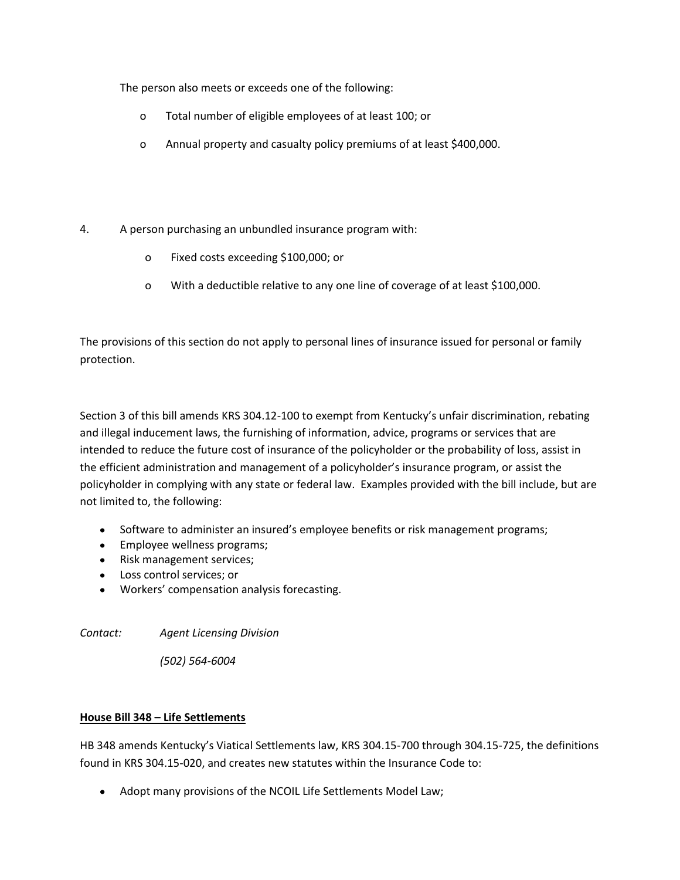The person also meets or exceeds one of the following:

- Total number of eligible employees of at least 100; or
- Annual property and casualty policy premiums of at least $400,000.

4. A person purchasing an unbundled insurance program with:
   - Fixed costs exceeding $100,000; or
   - With a deductible relative to any one line of coverage of at least $100,000.

The provisions of this section do not apply to personal lines of insurance issued for personal or family protection.

Section 3 of this bill amends KRS 304.12-100 to exempt from Kentucky's unfair discrimination, rebating and illegal inducement laws, the furnishing of information, advice, programs or services that are intended to reduce the future cost of insurance of the policyholder or the probability of loss, assist in the efficient administration and management of a policyholder's insurance program, or assist the policyholder in complying with any state or federal law. Examples provided with the bill include, but are not limited to, the following:

- Software to administer an insured's employee benefits or risk management programs;
- Employee wellness programs;
- Risk management services;
- Loss control services; or
- Workers' compensation analysis forecasting.

*Contact:* *Agent Licensing Division*

*(502) 564-6004*

**House Bill 348 – Life Settlements**

HB 348 amends Kentucky's Viatical Settlements law, KRS 304.15-700 through 304.15-725, the definitions found in KRS 304.15-020, and creates new statutes within the Insurance Code to:

- Adopt many provisions of the NCOIL Life Settlements Model Law;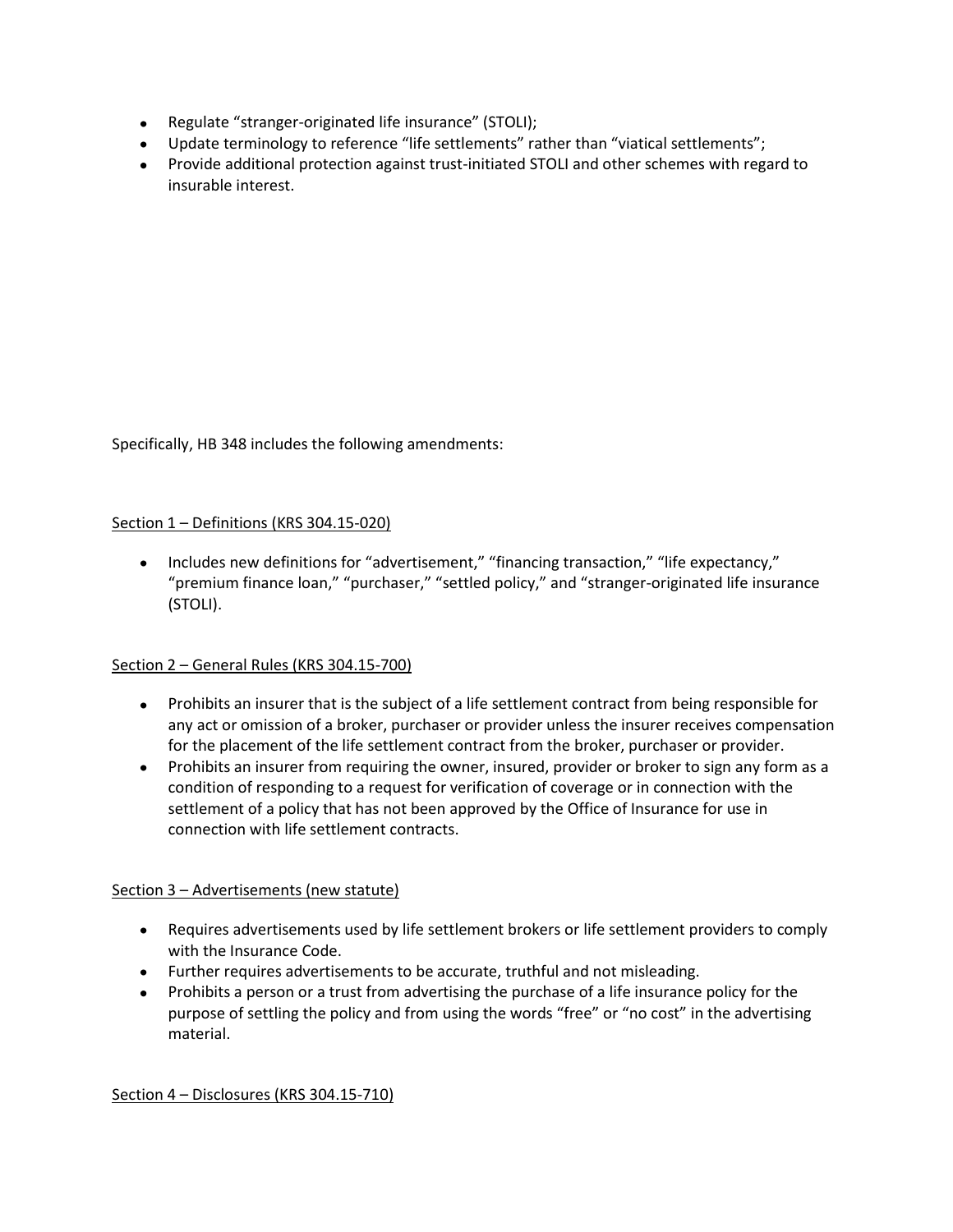- Regulate “stranger-originated life insurance” (STOLI);
- Update terminology to reference “life settlements” rather than “viatical settlements”;
- Provide additional protection against trust-initiated STOLI and other schemes with regard to insurable interest.

Specifically, HB 348 includes the following amendments:

Section 1 – Definitions (KRS 304.15-020)

- Includes new definitions for “advertisement,” “financing transaction,” “life expectancy,” “premium finance loan,” “purchaser,” “settled policy,” and “stranger-originated life insurance (STOLI).

Section 2 – General Rules (KRS 304.15-700)

- Prohibits an insurer that is the subject of a life settlement contract from being responsible for any act or omission of a broker, purchaser or provider unless the insurer receives compensation for the placement of the life settlement contract from the broker, purchaser or provider.
- Prohibits an insurer from requiring the owner, insured, provider or broker to sign any form as a condition of responding to a request for verification of coverage or in connection with the settlement of a policy that has not been approved by the Office of Insurance for use in connection with life settlement contracts.

Section 3 – Advertisements (new statute)

- Requires advertisements used by life settlement brokers or life settlement providers to comply with the Insurance Code.
- Further requires advertisements to be accurate, truthful and not misleading.
- Prohibits a person or a trust from advertising the purchase of a life insurance policy for the purpose of settling the policy and from using the words “free” or “no cost” in the advertising material.

Section 4 – Disclosures (KRS 304.15-710)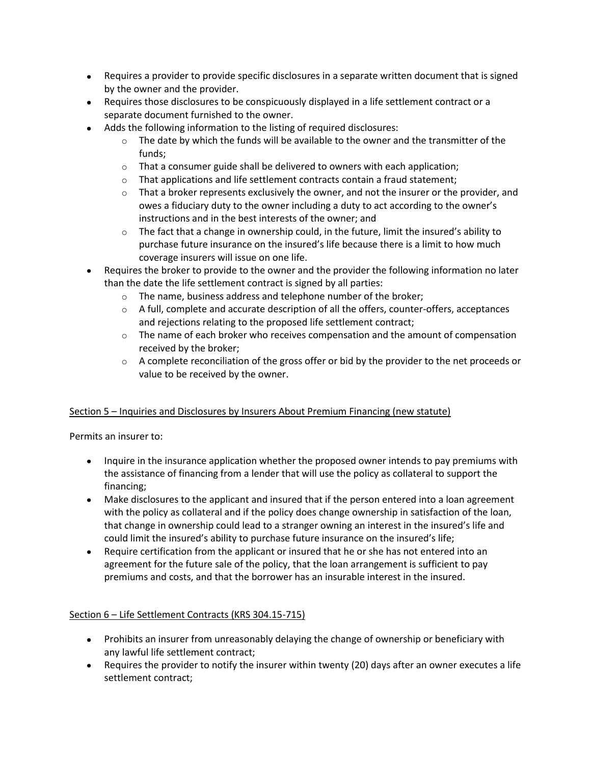- Requires a provider to provide specific disclosures in a separate written document that is signed by the owner and the provider.
- Requires those disclosures to be conspicuously displayed in a life settlement contract or a separate document furnished to the owner.
- Adds the following information to the listing of required disclosures:
  - The date by which the funds will be available to the owner and the transmitter of the funds;
  - That a consumer guide shall be delivered to owners with each application;
  - That applications and life settlement contracts contain a fraud statement;
  - That a broker represents exclusively the owner, and not the insurer or the provider, and owes a fiduciary duty to the owner including a duty to act according to the owner's instructions and in the best interests of the owner; and
  - The fact that a change in ownership could, in the future, limit the insured's ability to purchase future insurance on the insured's life because there is a limit to how much coverage insurers will issue on one life.
- Requires the broker to provide to the owner and the provider the following information no later than the date the life settlement contract is signed by all parties:
  - The name, business address and telephone number of the broker;
  - A full, complete and accurate description of all the offers, counter-offers, acceptances and rejections relating to the proposed life settlement contract;
  - The name of each broker who receives compensation and the amount of compensation received by the broker;
  - A complete reconciliation of the gross offer or bid by the provider to the net proceeds or value to be received by the owner.

<u>Section 5 – Inquiries and Disclosures by Insurers About Premium Financing (new statute)</u>

Permits an insurer to:

- Inquire in the insurance application whether the proposed owner intends to pay premiums with the assistance of financing from a lender that will use the policy as collateral to support the financing;
- Make disclosures to the applicant and insured that if the person entered into a loan agreement with the policy as collateral and if the policy does change ownership in satisfaction of the loan, that change in ownership could lead to a stranger owning an interest in the insured's life and could limit the insured's ability to purchase future insurance on the insured's life;
- Require certification from the applicant or insured that he or she has not entered into an agreement for the future sale of the policy, that the loan arrangement is sufficient to pay premiums and costs, and that the borrower has an insurable interest in the insured.

<u>Section 6 – Life Settlement Contracts (KRS 304.15-715)</u>

- Prohibits an insurer from unreasonably delaying the change of ownership or beneficiary with any lawful life settlement contract;
- Requires the provider to notify the insurer within twenty (20) days after an owner executes a life settlement contract;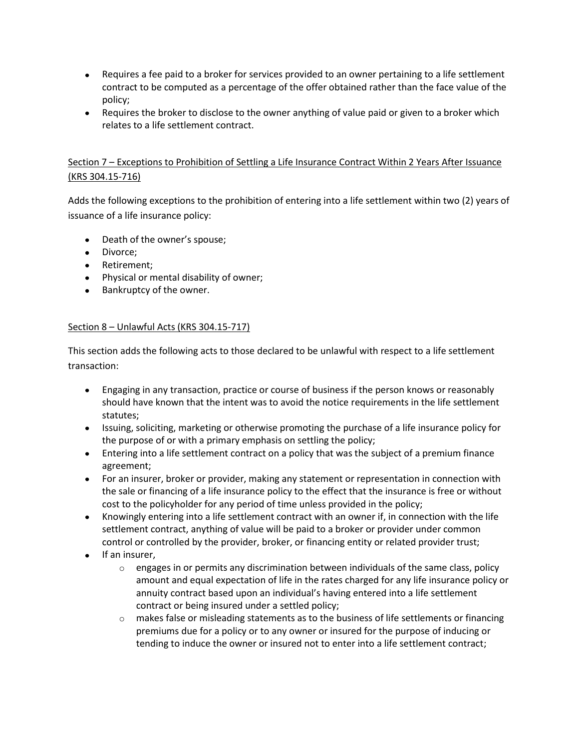- Requires a fee paid to a broker for services provided to an owner pertaining to a life settlement contract to be computed as a percentage of the offer obtained rather than the face value of the policy;
- Requires the broker to disclose to the owner anything of value paid or given to a broker which relates to a life settlement contract.

<u>Section 7 – Exceptions to Prohibition of Settling a Life Insurance Contract Within 2 Years After Issuance (KRS 304.15-716)</u>

Adds the following exceptions to the prohibition of entering into a life settlement within two (2) years of issuance of a life insurance policy:

- Death of the owner's spouse;
- Divorce;
- Retirement;
- Physical or mental disability of owner;
- Bankruptcy of the owner.

<u>Section 8 – Unlawful Acts (KRS 304.15-717)</u>

This section adds the following acts to those declared to be unlawful with respect to a life settlement transaction:

- Engaging in any transaction, practice or course of business if the person knows or reasonably should have known that the intent was to avoid the notice requirements in the life settlement statutes;
- Issuing, soliciting, marketing or otherwise promoting the purchase of a life insurance policy for the purpose of or with a primary emphasis on settling the policy;
- Entering into a life settlement contract on a policy that was the subject of a premium finance agreement;
- For an insurer, broker or provider, making any statement or representation in connection with the sale or financing of a life insurance policy to the effect that the insurance is free or without cost to the policyholder for any period of time unless provided in the policy;
- Knowingly entering into a life settlement contract with an owner if, in connection with the life settlement contract, anything of value will be paid to a broker or provider under common control or controlled by the provider, broker, or financing entity or related provider trust;
- If an insurer,
  - engages in or permits any discrimination between individuals of the same class, policy amount and equal expectation of life in the rates charged for any life insurance policy or annuity contract based upon an individual's having entered into a life settlement contract or being insured under a settled policy;
  - makes false or misleading statements as to the business of life settlements or financing premiums due for a policy or to any owner or insured for the purpose of inducing or tending to induce the owner or insured not to enter into a life settlement contract;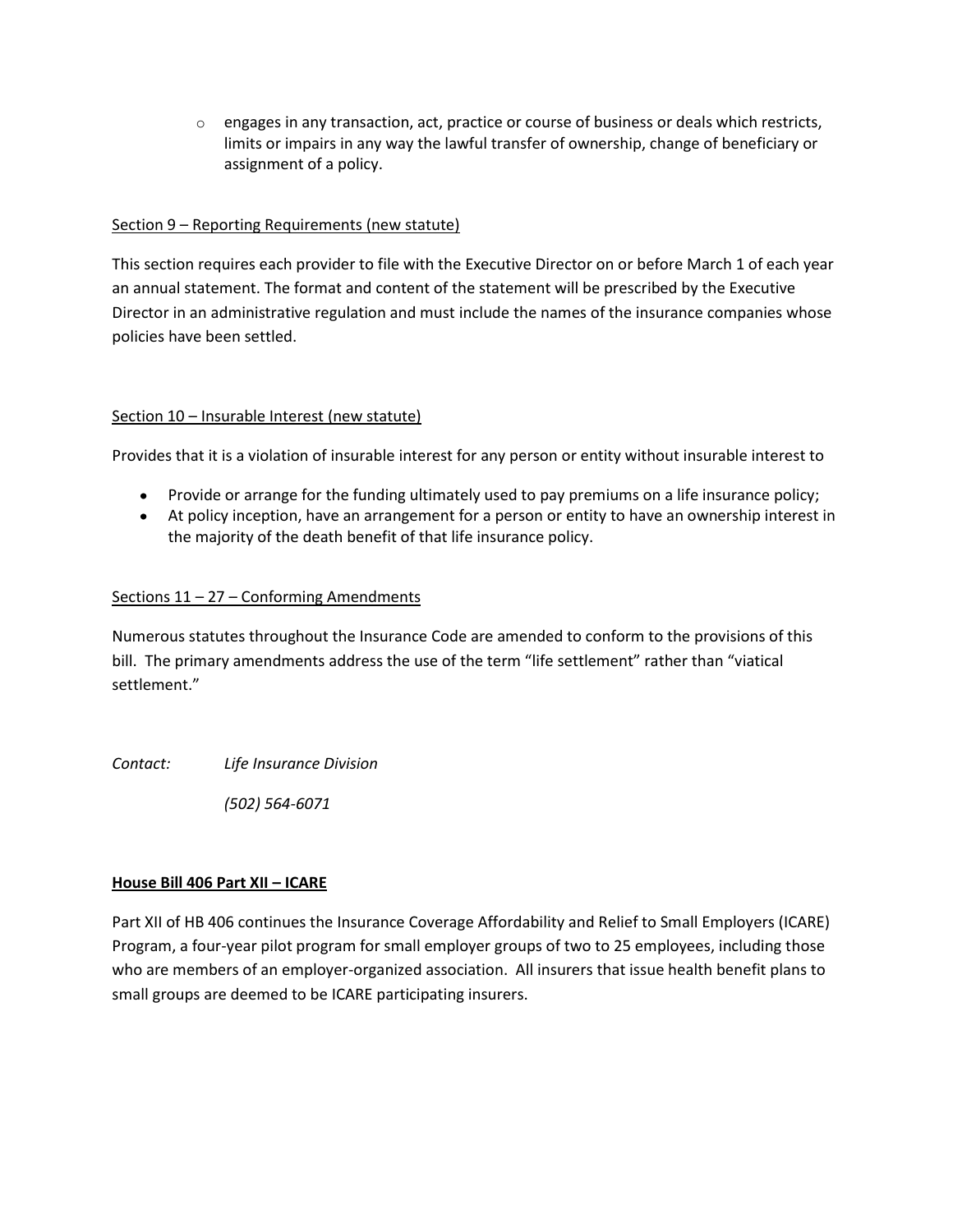- engages in any transaction, act, practice or course of business or deals which restricts, limits or impairs in any way the lawful transfer of ownership, change of beneficiary or assignment of a policy.

Section 9 – Reporting Requirements (new statute)

This section requires each provider to file with the Executive Director on or before March 1 of each year an annual statement. The format and content of the statement will be prescribed by the Executive Director in an administrative regulation and must include the names of the insurance companies whose policies have been settled.

Section 10 – Insurable Interest (new statute)

Provides that it is a violation of insurable interest for any person or entity without insurable interest to

- Provide or arrange for the funding ultimately used to pay premiums on a life insurance policy;
- At policy inception, have an arrangement for a person or entity to have an ownership interest in the majority of the death benefit of that life insurance policy.

Sections 11 – 27 – Conforming Amendments

Numerous statutes throughout the Insurance Code are amended to conform to the provisions of this bill. The primary amendments address the use of the term "life settlement" rather than "viatical settlement."

*Contact:* *Life Insurance Division*

*(502) 564-6071*

**House Bill 406 Part XII – ICARE**

Part XII of HB 406 continues the Insurance Coverage Affordability and Relief to Small Employers (ICARE) Program, a four-year pilot program for small employer groups of two to 25 employees, including those who are members of an employer-organized association. All insurers that issue health benefit plans to small groups are deemed to be ICARE participating insurers.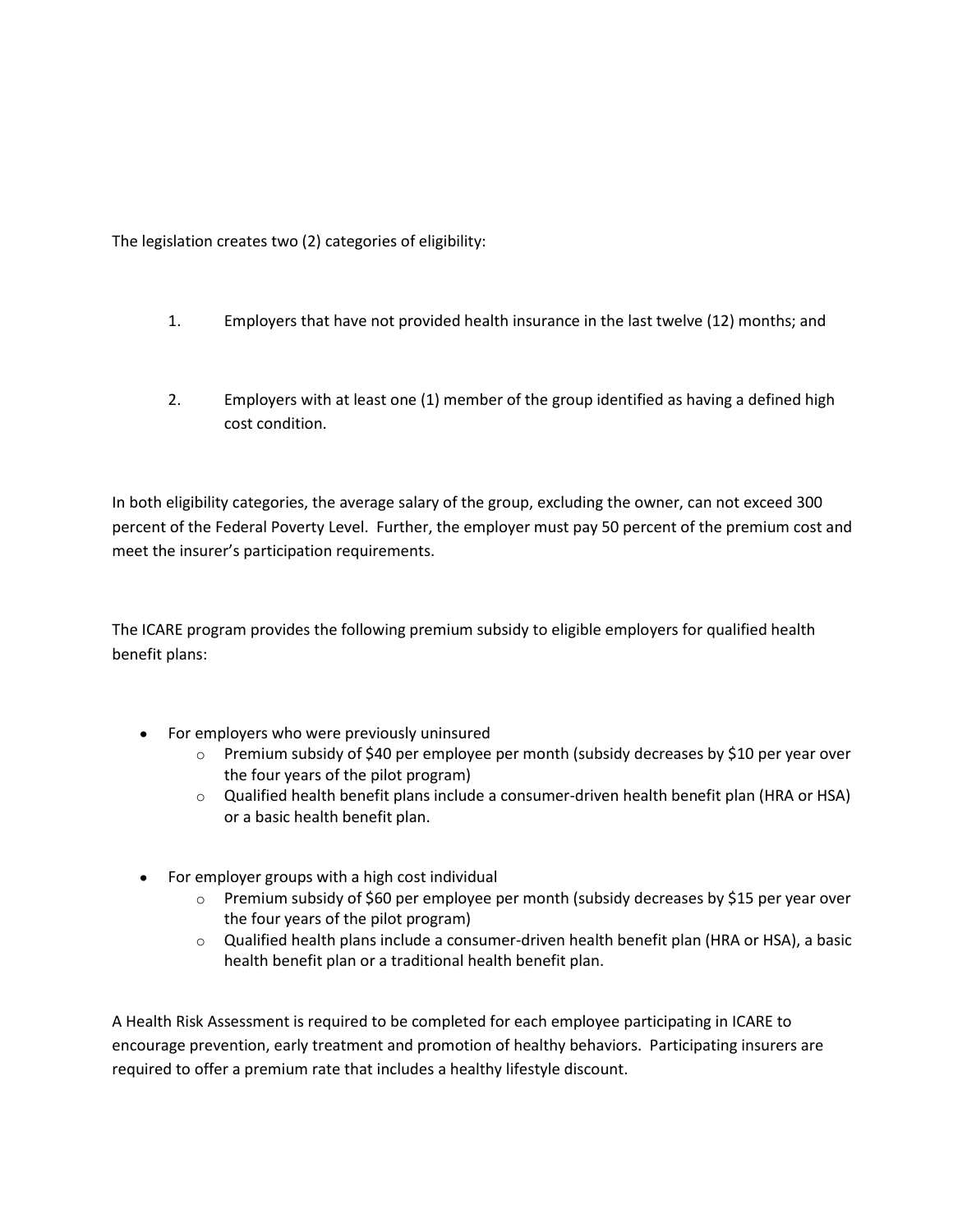The legislation creates two (2) categories of eligibility:

1. Employers that have not provided health insurance in the last twelve (12) months; and

2. Employers with at least one (1) member of the group identified as having a defined high cost condition.

In both eligibility categories, the average salary of the group, excluding the owner, can not exceed 300 percent of the Federal Poverty Level. Further, the employer must pay 50 percent of the premium cost and meet the insurer's participation requirements.

The ICARE program provides the following premium subsidy to eligible employers for qualified health benefit plans:

- For employers who were previously uninsured
  - Premium subsidy of $40 per employee per month (subsidy decreases by $10 per year over the four years of the pilot program)
  - Qualified health benefit plans include a consumer-driven health benefit plan (HRA or HSA) or a basic health benefit plan.

- For employer groups with a high cost individual
  - Premium subsidy of $60 per employee per month (subsidy decreases by $15 per year over the four years of the pilot program)
  - Qualified health plans include a consumer-driven health benefit plan (HRA or HSA), a basic health benefit plan or a traditional health benefit plan.

A Health Risk Assessment is required to be completed for each employee participating in ICARE to encourage prevention, early treatment and promotion of healthy behaviors. Participating insurers are required to offer a premium rate that includes a healthy lifestyle discount.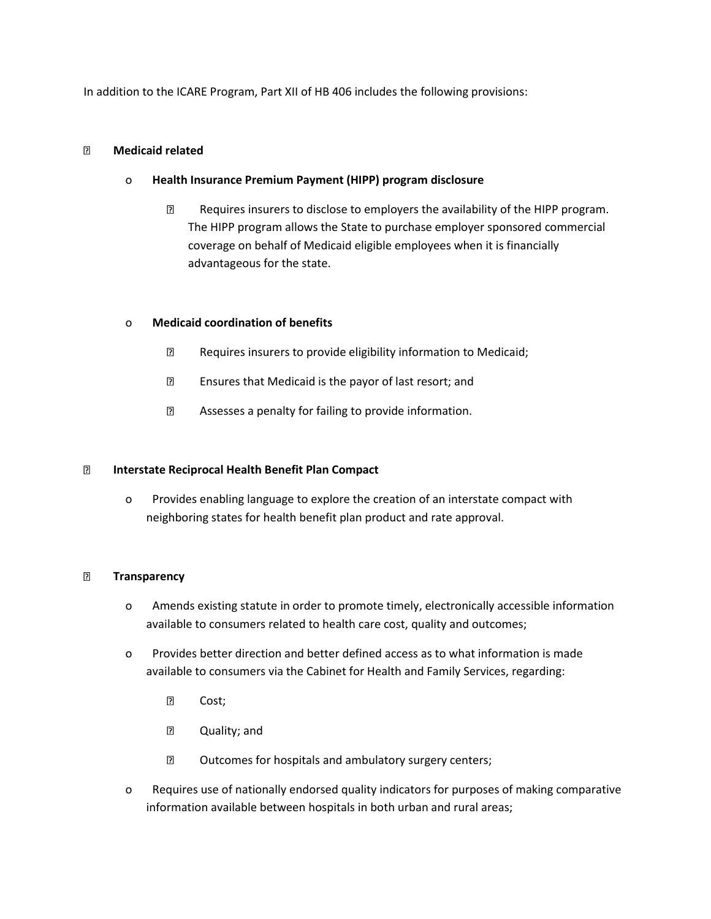In addition to the ICARE Program, Part XII of HB 406 includes the following provisions:

- **Medicaid related**
  - **Health Insurance Premium Payment (HIPP) program disclosure**
    - Requires insurers to disclose to employers the availability of the HIPP program. The HIPP program allows the State to purchase employer sponsored commercial coverage on behalf of Medicaid eligible employees when it is financially advantageous for the state.
  - **Medicaid coordination of benefits**
    - Requires insurers to provide eligibility information to Medicaid;
    - Ensures that Medicaid is the payor of last resort; and
    - Assesses a penalty for failing to provide information.
- **Interstate Reciprocal Health Benefit Plan Compact**
  - Provides enabling language to explore the creation of an interstate compact with neighboring states for health benefit plan product and rate approval.
- **Transparency**
  - Amends existing statute in order to promote timely, electronically accessible information available to consumers related to health care cost, quality and outcomes;
  - Provides better direction and better defined access as to what information is made available to consumers via the Cabinet for Health and Family Services, regarding:
    - Cost;
    - Quality; and
    - Outcomes for hospitals and ambulatory surgery centers;
  - Requires use of nationally endorsed quality indicators for purposes of making comparative information available between hospitals in both urban and rural areas;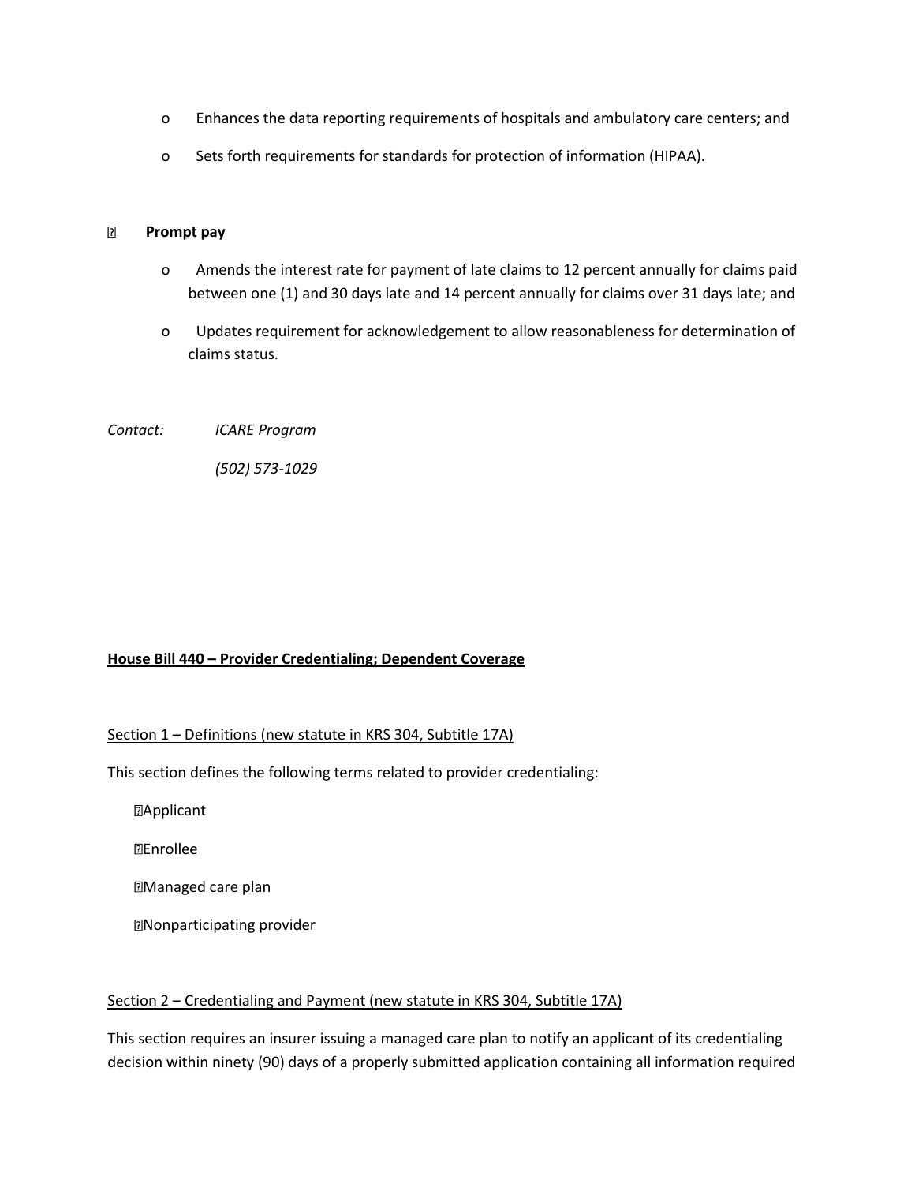- Enhances the data reporting requirements of hospitals and ambulatory care centers; and
- Sets forth requirements for standards for protection of information (HIPAA).

- **Prompt pay**
  - Amends the interest rate for payment of late claims to 12 percent annually for claims paid between one (1) and 30 days late and 14 percent annually for claims over 31 days late; and
  - Updates requirement for acknowledgement to allow reasonableness for determination of claims status.

*Contact:* *ICARE Program*

*(502) 573-1029*

**House Bill 440 – Provider Credentialing; Dependent Coverage**

Section 1 – Definitions (new statute in KRS 304, Subtitle 17A)

This section defines the following terms related to provider credentialing:

- Applicant
- Enrollee
- Managed care plan
- Nonparticipating provider

Section 2 – Credentialing and Payment (new statute in KRS 304, Subtitle 17A)

This section requires an insurer issuing a managed care plan to notify an applicant of its credentialing decision within ninety (90) days of a properly submitted application containing all information required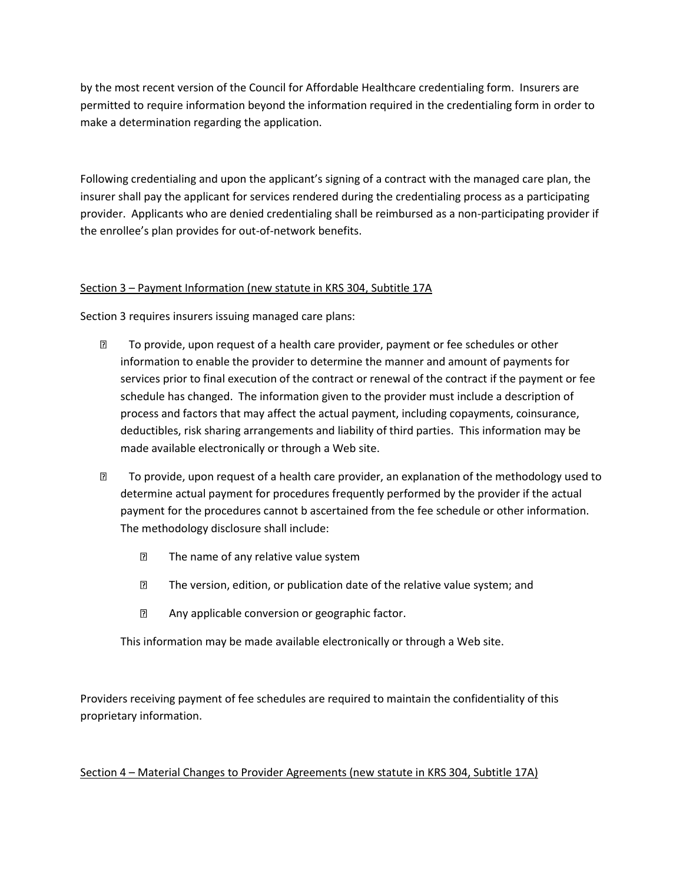by the most recent version of the Council for Affordable Healthcare credentialing form. Insurers are permitted to require information beyond the information required in the credentialing form in order to make a determination regarding the application.

Following credentialing and upon the applicant's signing of a contract with the managed care plan, the insurer shall pay the applicant for services rendered during the credentialing process as a participating provider. Applicants who are denied credentialing shall be reimbursed as a non-participating provider if the enrollee's plan provides for out-of-network benefits.

Section 3 – Payment Information (new statute in KRS 304, Subtitle 17A

Section 3 requires insurers issuing managed care plans:

- To provide, upon request of a health care provider, payment or fee schedules or other information to enable the provider to determine the manner and amount of payments for services prior to final execution of the contract or renewal of the contract if the payment or fee schedule has changed. The information given to the provider must include a description of process and factors that may affect the actual payment, including copayments, coinsurance, deductibles, risk sharing arrangements and liability of third parties. This information may be made available electronically or through a Web site.
- To provide, upon request of a health care provider, an explanation of the methodology used to determine actual payment for procedures frequently performed by the provider if the actual payment for the procedures cannot b ascertained from the fee schedule or other information. The methodology disclosure shall include:
  - The name of any relative value system
  - The version, edition, or publication date of the relative value system; and
  - Any applicable conversion or geographic factor.

  This information may be made available electronically or through a Web site.

Providers receiving payment of fee schedules are required to maintain the confidentiality of this proprietary information.

Section 4 – Material Changes to Provider Agreements (new statute in KRS 304, Subtitle 17A)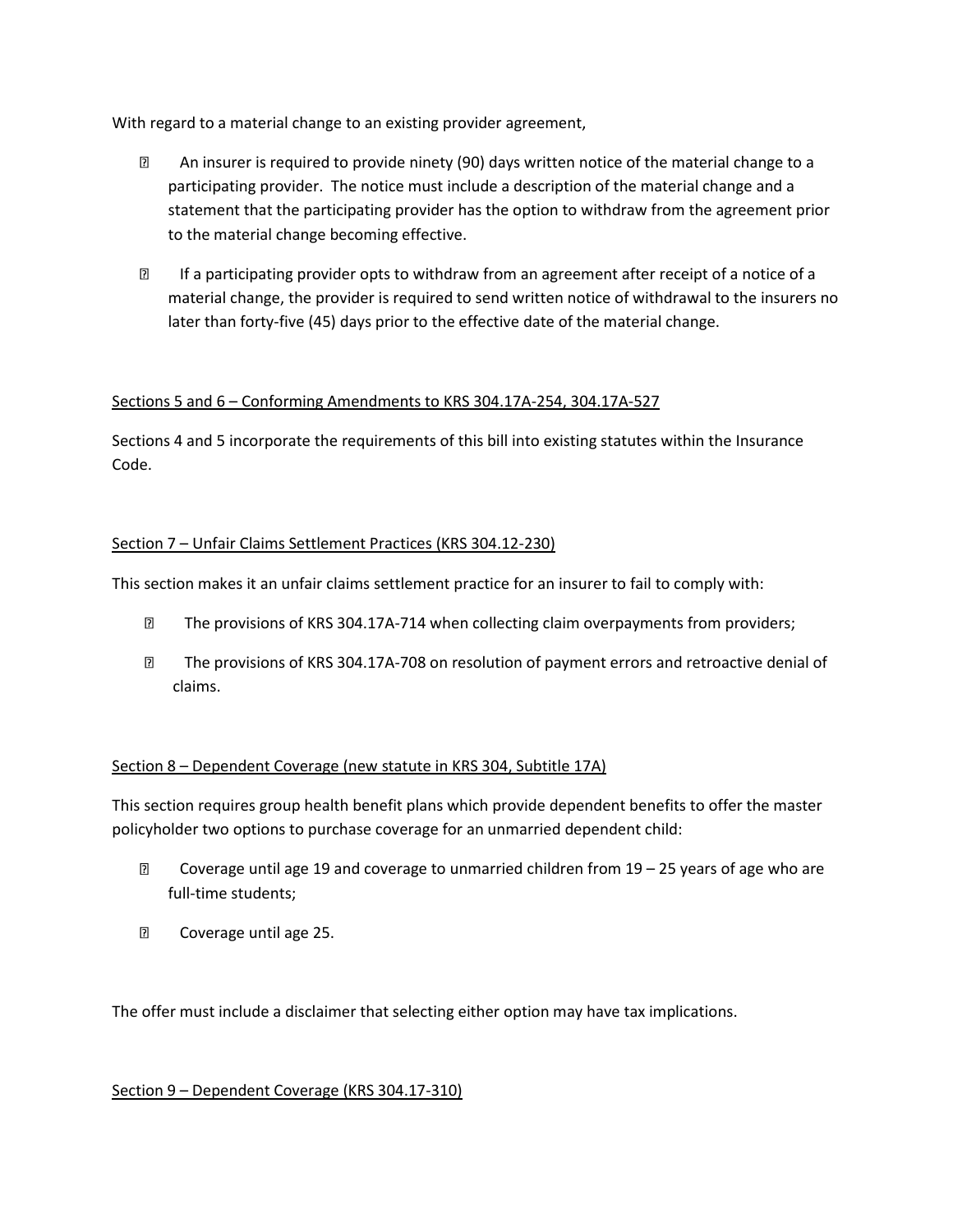With regard to a material change to an existing provider agreement,

- An insurer is required to provide ninety (90) days written notice of the material change to a participating provider. The notice must include a description of the material change and a statement that the participating provider has the option to withdraw from the agreement prior to the material change becoming effective.
- If a participating provider opts to withdraw from an agreement after receipt of a notice of a material change, the provider is required to send written notice of withdrawal to the insurers no later than forty-five (45) days prior to the effective date of the material change.

<u>Sections 5 and 6 – Conforming Amendments to KRS 304.17A-254, 304.17A-527</u>

Sections 4 and 5 incorporate the requirements of this bill into existing statutes within the Insurance Code.

<u>Section 7 – Unfair Claims Settlement Practices (KRS 304.12-230)</u>

This section makes it an unfair claims settlement practice for an insurer to fail to comply with:

- The provisions of KRS 304.17A-714 when collecting claim overpayments from providers;
- The provisions of KRS 304.17A-708 on resolution of payment errors and retroactive denial of claims.

<u>Section 8 – Dependent Coverage (new statute in KRS 304, Subtitle 17A)</u>

This section requires group health benefit plans which provide dependent benefits to offer the master policyholder two options to purchase coverage for an unmarried dependent child:

- Coverage until age 19 and coverage to unmarried children from 19 – 25 years of age who are full-time students;
- Coverage until age 25.

The offer must include a disclaimer that selecting either option may have tax implications.

<u>Section 9 – Dependent Coverage (KRS 304.17-310)</u>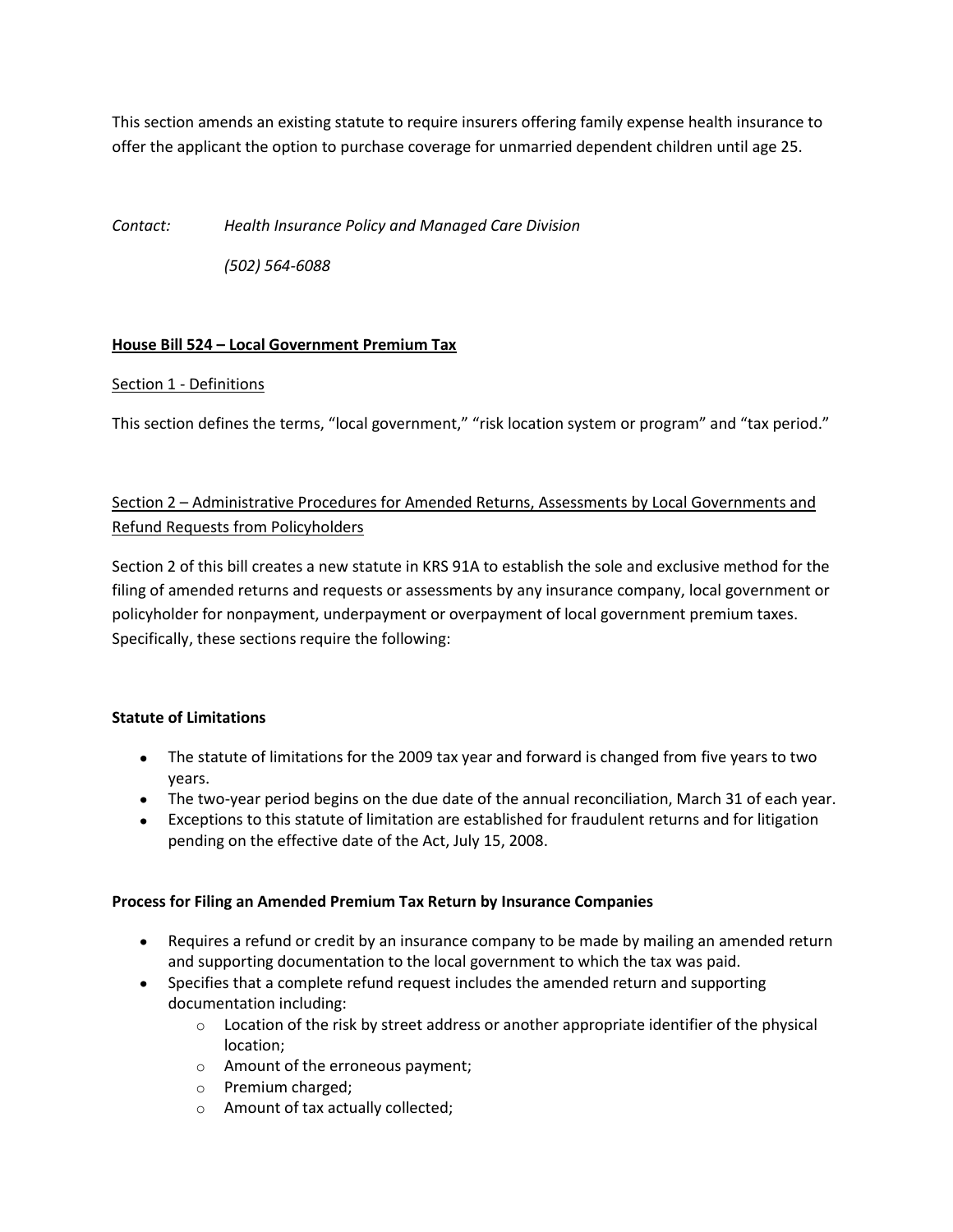This section amends an existing statute to require insurers offering family expense health insurance to offer the applicant the option to purchase coverage for unmarried dependent children until age 25.

*Contact:* *Health Insurance Policy and Managed Care Division*

*(502) 564-6088*

**House Bill 524 – Local Government Premium Tax**

Section 1 - Definitions

This section defines the terms, "local government," "risk location system or program" and "tax period."

Section 2 – Administrative Procedures for Amended Returns, Assessments by Local Governments and Refund Requests from Policyholders

Section 2 of this bill creates a new statute in KRS 91A to establish the sole and exclusive method for the filing of amended returns and requests or assessments by any insurance company, local government or policyholder for nonpayment, underpayment or overpayment of local government premium taxes. Specifically, these sections require the following:

**Statute of Limitations**

- The statute of limitations for the 2009 tax year and forward is changed from five years to two years.
- The two-year period begins on the due date of the annual reconciliation, March 31 of each year.
- Exceptions to this statute of limitation are established for fraudulent returns and for litigation pending on the effective date of the Act, July 15, 2008.

**Process for Filing an Amended Premium Tax Return by Insurance Companies**

- Requires a refund or credit by an insurance company to be made by mailing an amended return and supporting documentation to the local government to which the tax was paid.
- Specifies that a complete refund request includes the amended return and supporting documentation including:
    - Location of the risk by street address or another appropriate identifier of the physical location;
    - Amount of the erroneous payment;
    - Premium charged;
    - Amount of tax actually collected;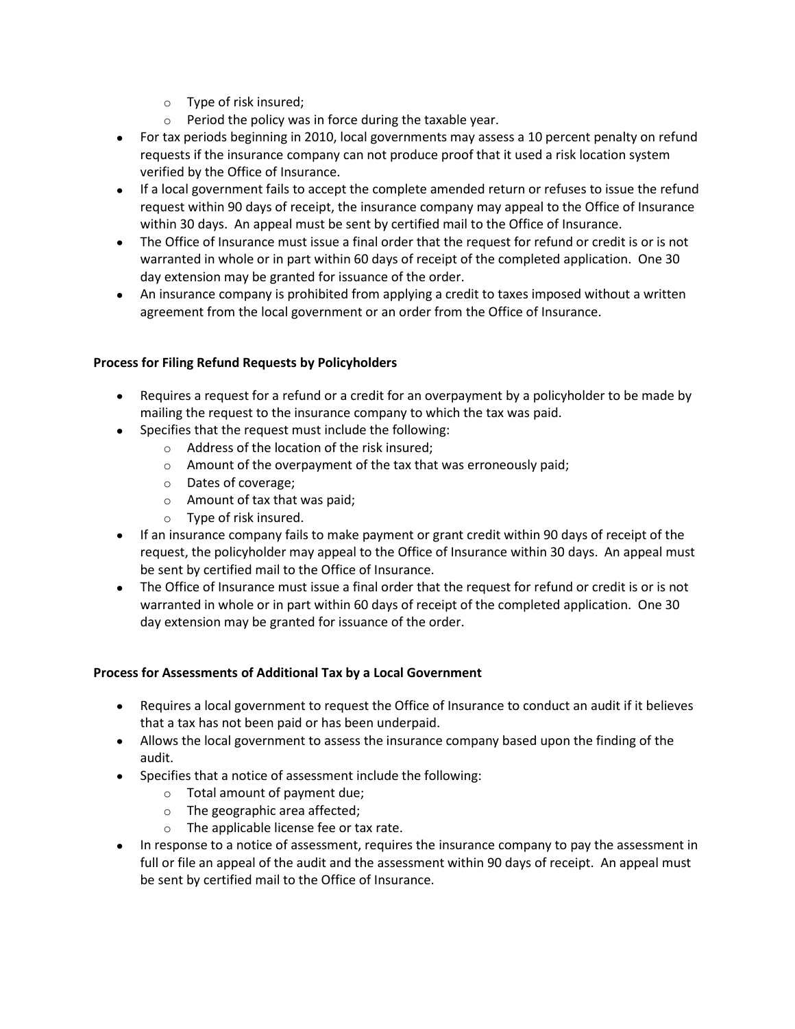- Type of risk insured;
  - Period the policy was in force during the taxable year.
- For tax periods beginning in 2010, local governments may assess a 10 percent penalty on refund requests if the insurance company can not produce proof that it used a risk location system verified by the Office of Insurance.
- If a local government fails to accept the complete amended return or refuses to issue the refund request within 90 days of receipt, the insurance company may appeal to the Office of Insurance within 30 days. An appeal must be sent by certified mail to the Office of Insurance.
- The Office of Insurance must issue a final order that the request for refund or credit is or is not warranted in whole or in part within 60 days of receipt of the completed application. One 30 day extension may be granted for issuance of the order.
- An insurance company is prohibited from applying a credit to taxes imposed without a written agreement from the local government or an order from the Office of Insurance.

**Process for Filing Refund Requests by Policyholders**

- Requires a request for a refund or a credit for an overpayment by a policyholder to be made by mailing the request to the insurance company to which the tax was paid.
- Specifies that the request must include the following:
  - Address of the location of the risk insured;
  - Amount of the overpayment of the tax that was erroneously paid;
  - Dates of coverage;
  - Amount of tax that was paid;
  - Type of risk insured.
- If an insurance company fails to make payment or grant credit within 90 days of receipt of the request, the policyholder may appeal to the Office of Insurance within 30 days. An appeal must be sent by certified mail to the Office of Insurance.
- The Office of Insurance must issue a final order that the request for refund or credit is or is not warranted in whole or in part within 60 days of receipt of the completed application. One 30 day extension may be granted for issuance of the order.

**Process for Assessments of Additional Tax by a Local Government**

- Requires a local government to request the Office of Insurance to conduct an audit if it believes that a tax has not been paid or has been underpaid.
- Allows the local government to assess the insurance company based upon the finding of the audit.
- Specifies that a notice of assessment include the following:
  - Total amount of payment due;
  - The geographic area affected;
  - The applicable license fee or tax rate.
- In response to a notice of assessment, requires the insurance company to pay the assessment in full or file an appeal of the audit and the assessment within 90 days of receipt. An appeal must be sent by certified mail to the Office of Insurance.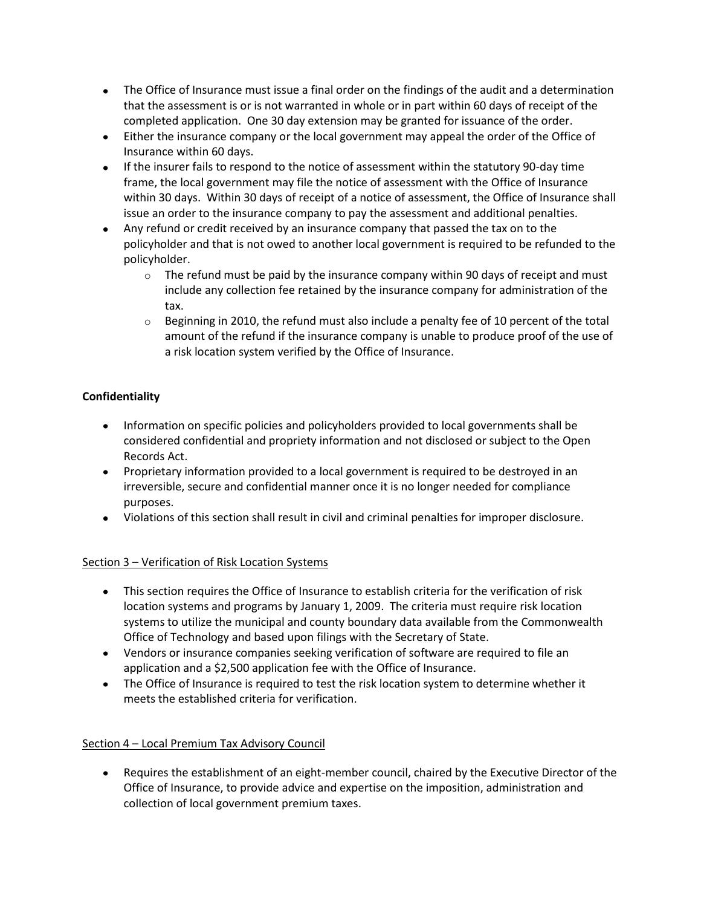- The Office of Insurance must issue a final order on the findings of the audit and a determination that the assessment is or is not warranted in whole or in part within 60 days of receipt of the completed application. One 30 day extension may be granted for issuance of the order.
- Either the insurance company or the local government may appeal the order of the Office of Insurance within 60 days.
- If the insurer fails to respond to the notice of assessment within the statutory 90-day time frame, the local government may file the notice of assessment with the Office of Insurance within 30 days. Within 30 days of receipt of a notice of assessment, the Office of Insurance shall issue an order to the insurance company to pay the assessment and additional penalties.
- Any refund or credit received by an insurance company that passed the tax on to the policyholder and that is not owed to another local government is required to be refunded to the policyholder.
  - The refund must be paid by the insurance company within 90 days of receipt and must include any collection fee retained by the insurance company for administration of the tax.
  - Beginning in 2010, the refund must also include a penalty fee of 10 percent of the total amount of the refund if the insurance company is unable to produce proof of the use of a risk location system verified by the Office of Insurance.

**Confidentiality**

- Information on specific policies and policyholders provided to local governments shall be considered confidential and propriety information and not disclosed or subject to the Open Records Act.
- Proprietary information provided to a local government is required to be destroyed in an irreversible, secure and confidential manner once it is no longer needed for compliance purposes.
- Violations of this section shall result in civil and criminal penalties for improper disclosure.

Section 3 – Verification of Risk Location Systems

- This section requires the Office of Insurance to establish criteria for the verification of risk location systems and programs by January 1, 2009. The criteria must require risk location systems to utilize the municipal and county boundary data available from the Commonwealth Office of Technology and based upon filings with the Secretary of State.
- Vendors or insurance companies seeking verification of software are required to file an application and a $2,500 application fee with the Office of Insurance.
- The Office of Insurance is required to test the risk location system to determine whether it meets the established criteria for verification.

Section 4 – Local Premium Tax Advisory Council

- Requires the establishment of an eight-member council, chaired by the Executive Director of the Office of Insurance, to provide advice and expertise on the imposition, administration and collection of local government premium taxes.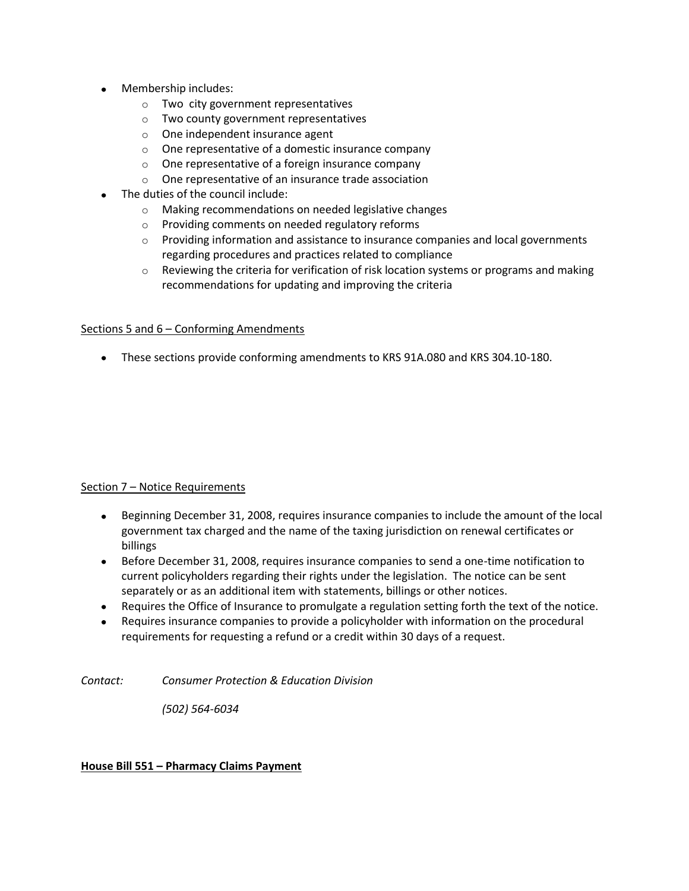- Membership includes:
    - Two city government representatives
    - Two county government representatives
    - One independent insurance agent
    - One representative of a domestic insurance company
    - One representative of a foreign insurance company
    - One representative of an insurance trade association
- The duties of the council include:
    - Making recommendations on needed legislative changes
    - Providing comments on needed regulatory reforms
    - Providing information and assistance to insurance companies and local governments regarding procedures and practices related to compliance
    - Reviewing the criteria for verification of risk location systems or programs and making recommendations for updating and improving the criteria

<u>Sections 5 and 6 – Conforming Amendments</u>

- These sections provide conforming amendments to KRS 91A.080 and KRS 304.10-180.

<u>Section 7 – Notice Requirements</u>

- Beginning December 31, 2008, requires insurance companies to include the amount of the local government tax charged and the name of the taxing jurisdiction on renewal certificates or billings
- Before December 31, 2008, requires insurance companies to send a one-time notification to current policyholders regarding their rights under the legislation. The notice can be sent separately or as an additional item with statements, billings or other notices.
- Requires the Office of Insurance to promulgate a regulation setting forth the text of the notice.
- Requires insurance companies to provide a policyholder with information on the procedural requirements for requesting a refund or a credit within 30 days of a request.

*Contact:* *Consumer Protection & Education Division*

*(502) 564-6034*

**<u>House Bill 551 – Pharmacy Claims Payment</u>**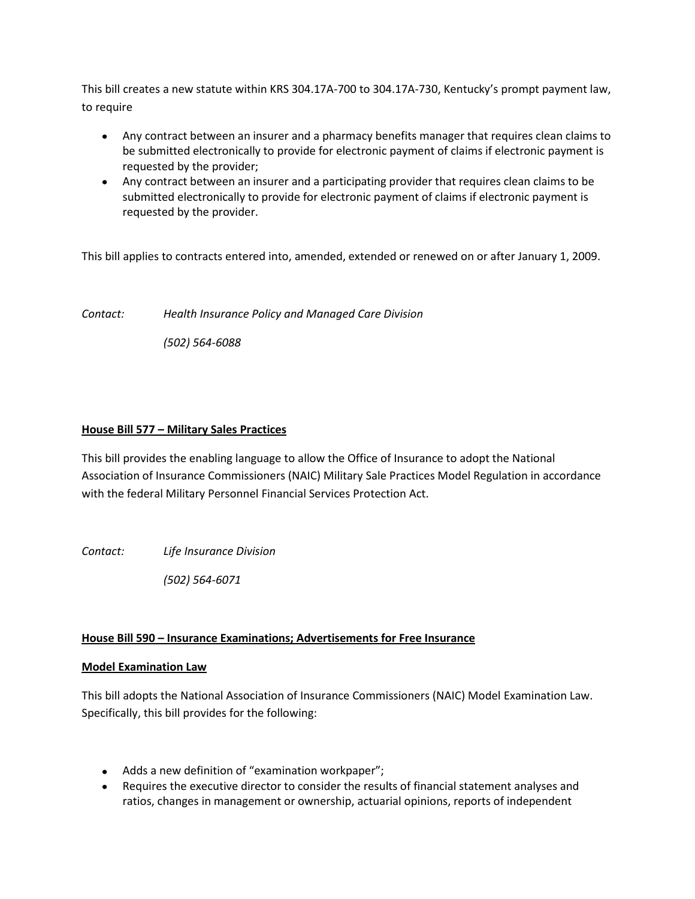This bill creates a new statute within KRS 304.17A-700 to 304.17A-730, Kentucky's prompt payment law, to require

- Any contract between an insurer and a pharmacy benefits manager that requires clean claims to be submitted electronically to provide for electronic payment of claims if electronic payment is requested by the provider;
- Any contract between an insurer and a participating provider that requires clean claims to be submitted electronically to provide for electronic payment of claims if electronic payment is requested by the provider.

This bill applies to contracts entered into, amended, extended or renewed on or after January 1, 2009.

*Contact: Health Insurance Policy and Managed Care Division*

*(502) 564-6088*

**House Bill 577 – Military Sales Practices**

This bill provides the enabling language to allow the Office of Insurance to adopt the National Association of Insurance Commissioners (NAIC) Military Sale Practices Model Regulation in accordance with the federal Military Personnel Financial Services Protection Act.

*Contact: Life Insurance Division*

*(502) 564-6071*

**House Bill 590 – Insurance Examinations; Advertisements for Free Insurance**

**Model Examination Law**

This bill adopts the National Association of Insurance Commissioners (NAIC) Model Examination Law. Specifically, this bill provides for the following:

- Adds a new definition of "examination workpaper";
- Requires the executive director to consider the results of financial statement analyses and ratios, changes in management or ownership, actuarial opinions, reports of independent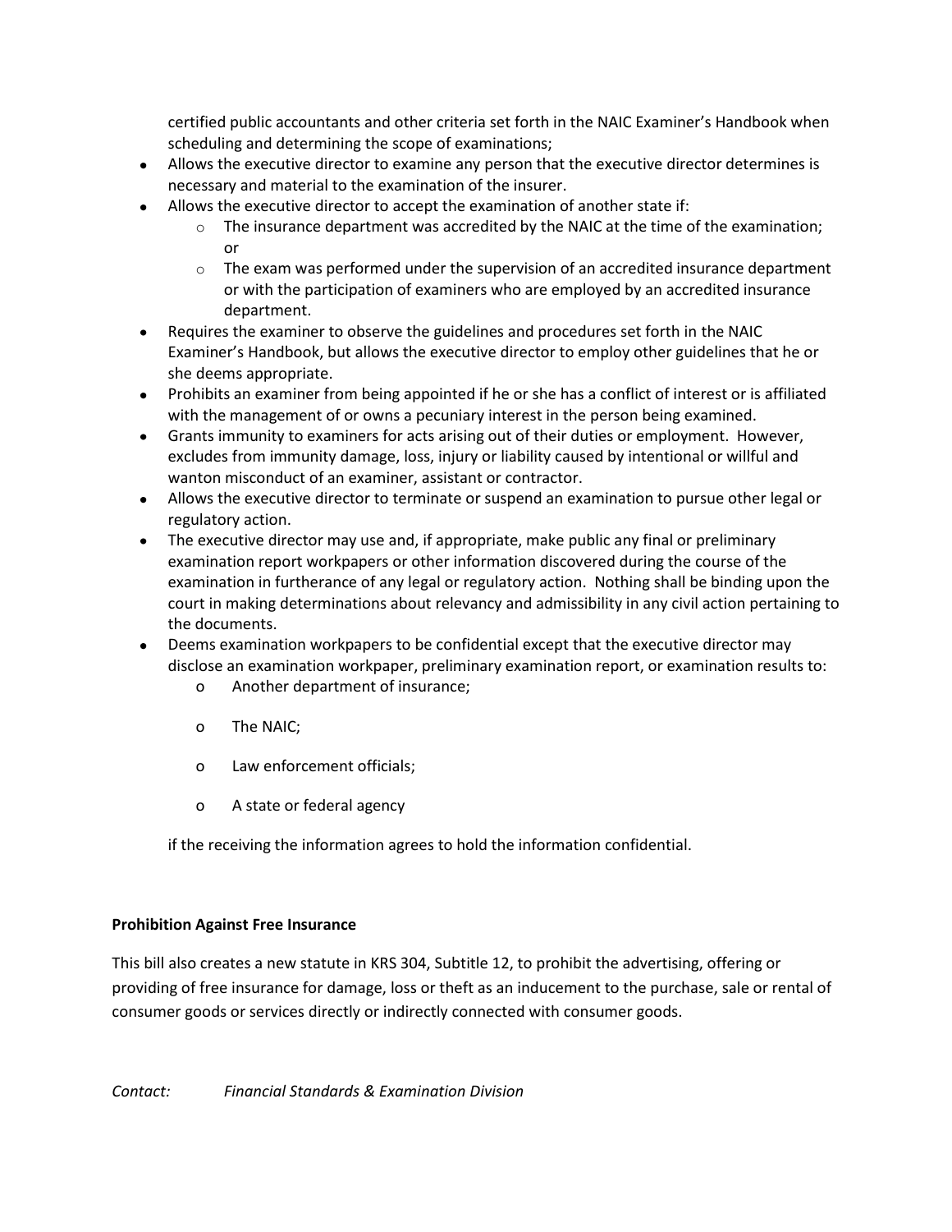certified public accountants and other criteria set forth in the NAIC Examiner's Handbook when scheduling and determining the scope of examinations;

- Allows the executive director to examine any person that the executive director determines is necessary and material to the examination of the insurer.
- Allows the executive director to accept the examination of another state if:
  - The insurance department was accredited by the NAIC at the time of the examination; or
  - The exam was performed under the supervision of an accredited insurance department or with the participation of examiners who are employed by an accredited insurance department.
- Requires the examiner to observe the guidelines and procedures set forth in the NAIC Examiner's Handbook, but allows the executive director to employ other guidelines that he or she deems appropriate.
- Prohibits an examiner from being appointed if he or she has a conflict of interest or is affiliated with the management of or owns a pecuniary interest in the person being examined.
- Grants immunity to examiners for acts arising out of their duties or employment. However, excludes from immunity damage, loss, injury or liability caused by intentional or willful and wanton misconduct of an examiner, assistant or contractor.
- Allows the executive director to terminate or suspend an examination to pursue other legal or regulatory action.
- The executive director may use and, if appropriate, make public any final or preliminary examination report workpapers or other information discovered during the course of the examination in furtherance of any legal or regulatory action. Nothing shall be binding upon the court in making determinations about relevancy and admissibility in any civil action pertaining to the documents.
- Deems examination workpapers to be confidential except that the executive director may disclose an examination workpaper, preliminary examination report, or examination results to:
  - Another department of insurance;
  - The NAIC;
  - Law enforcement officials;
  - A state or federal agency

  if the receiving the information agrees to hold the information confidential.

**Prohibition Against Free Insurance**

This bill also creates a new statute in KRS 304, Subtitle 12, to prohibit the advertising, offering or providing of free insurance for damage, loss or theft as an inducement to the purchase, sale or rental of consumer goods or services directly or indirectly connected with consumer goods.

*Contact:* *Financial Standards & Examination Division*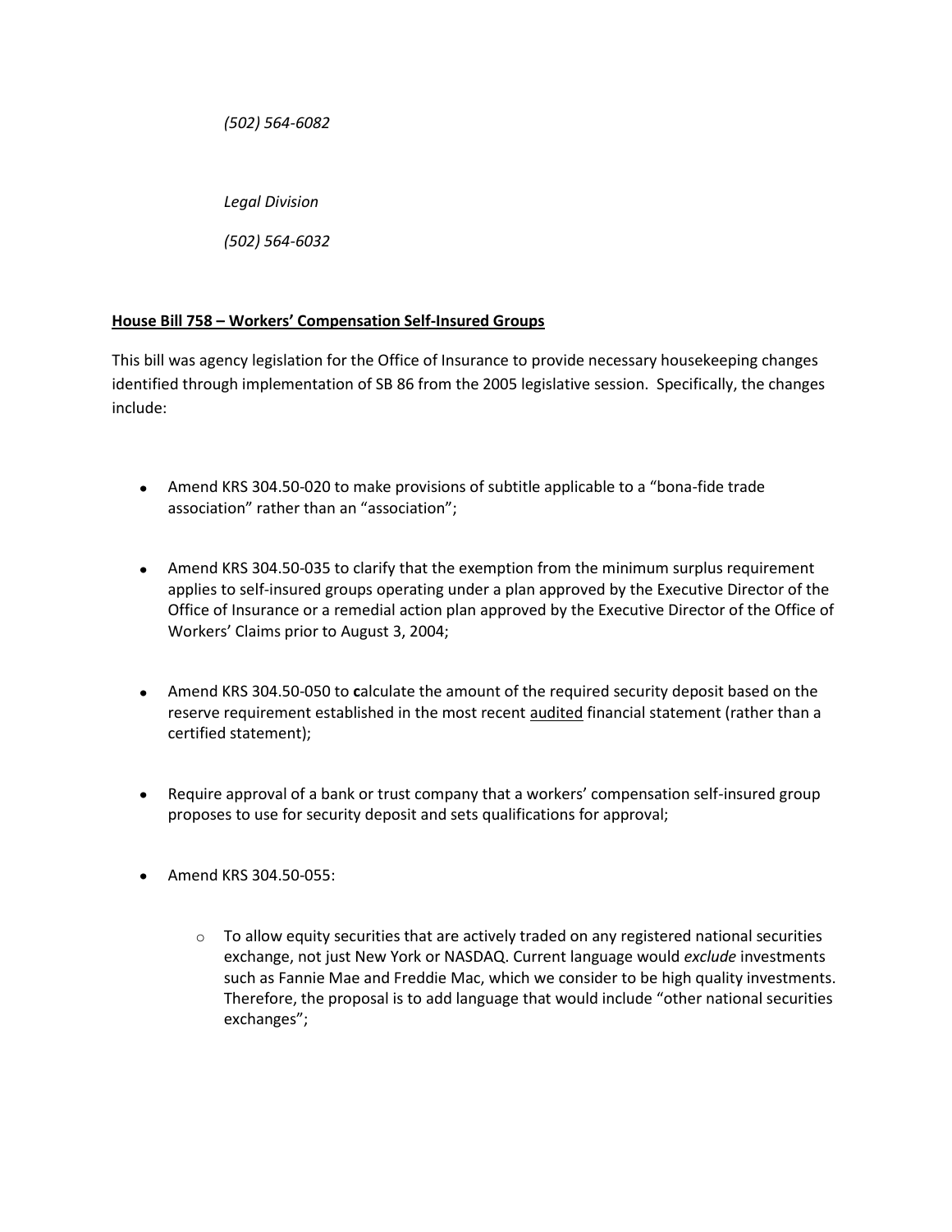*(502) 564-6082*

*Legal Division*

*(502) 564-6032*

**<u>House Bill 758 – Workers' Compensation Self-Insured Groups</u>**

This bill was agency legislation for the Office of Insurance to provide necessary housekeeping changes identified through implementation of SB 86 from the 2005 legislative session. Specifically, the changes include:

- Amend KRS 304.50-020 to make provisions of subtitle applicable to a "bona-fide trade association" rather than an "association";
- Amend KRS 304.50-035 to clarify that the exemption from the minimum surplus requirement applies to self-insured groups operating under a plan approved by the Executive Director of the Office of Insurance or a remedial action plan approved by the Executive Director of the Office of Workers' Claims prior to August 3, 2004;
- Amend KRS 304.50-050 to **c**alculate the amount of the required security deposit based on the reserve requirement established in the most recent <u>audited</u> financial statement (rather than a certified statement);
- Require approval of a bank or trust company that a workers' compensation self-insured group proposes to use for security deposit and sets qualifications for approval;
- Amend KRS 304.50-055:
  - To allow equity securities that are actively traded on any registered national securities exchange, not just New York or NASDAQ. Current language would *exclude* investments such as Fannie Mae and Freddie Mac, which we consider to be high quality investments. Therefore, the proposal is to add language that would include "other national securities exchanges";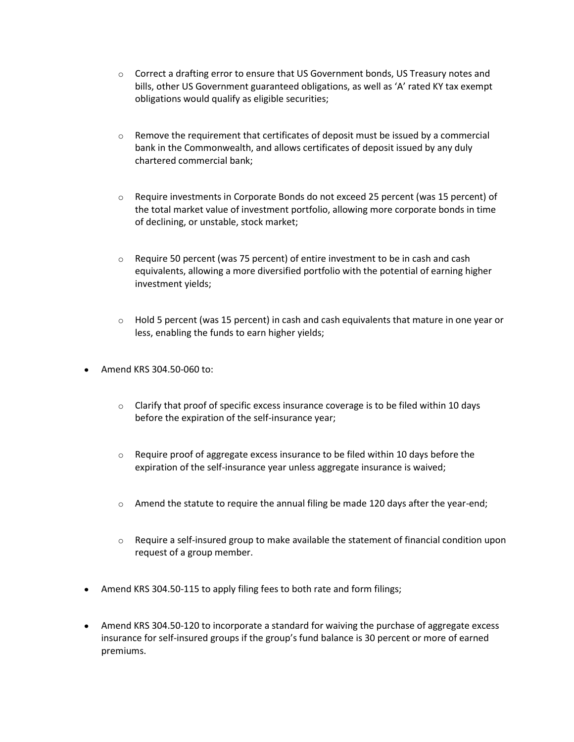- Correct a drafting error to ensure that US Government bonds, US Treasury notes and bills, other US Government guaranteed obligations, as well as 'A' rated KY tax exempt obligations would qualify as eligible securities;

  - Remove the requirement that certificates of deposit must be issued by a commercial bank in the Commonwealth, and allows certificates of deposit issued by any duly chartered commercial bank;

  - Require investments in Corporate Bonds do not exceed 25 percent (was 15 percent) of the total market value of investment portfolio, allowing more corporate bonds in time of declining, or unstable, stock market;

  - Require 50 percent (was 75 percent) of entire investment to be in cash and cash equivalents, allowing a more diversified portfolio with the potential of earning higher investment yields;

  - Hold 5 percent (was 15 percent) in cash and cash equivalents that mature in one year or less, enabling the funds to earn higher yields;

- Amend KRS 304.50-060 to:

  - Clarify that proof of specific excess insurance coverage is to be filed within 10 days before the expiration of the self-insurance year;

  - Require proof of aggregate excess insurance to be filed within 10 days before the expiration of the self-insurance year unless aggregate insurance is waived;

  - Amend the statute to require the annual filing be made 120 days after the year-end;

  - Require a self-insured group to make available the statement of financial condition upon request of a group member.

- Amend KRS 304.50-115 to apply filing fees to both rate and form filings;

- Amend KRS 304.50-120 to incorporate a standard for waiving the purchase of aggregate excess insurance for self-insured groups if the group's fund balance is 30 percent or more of earned premiums.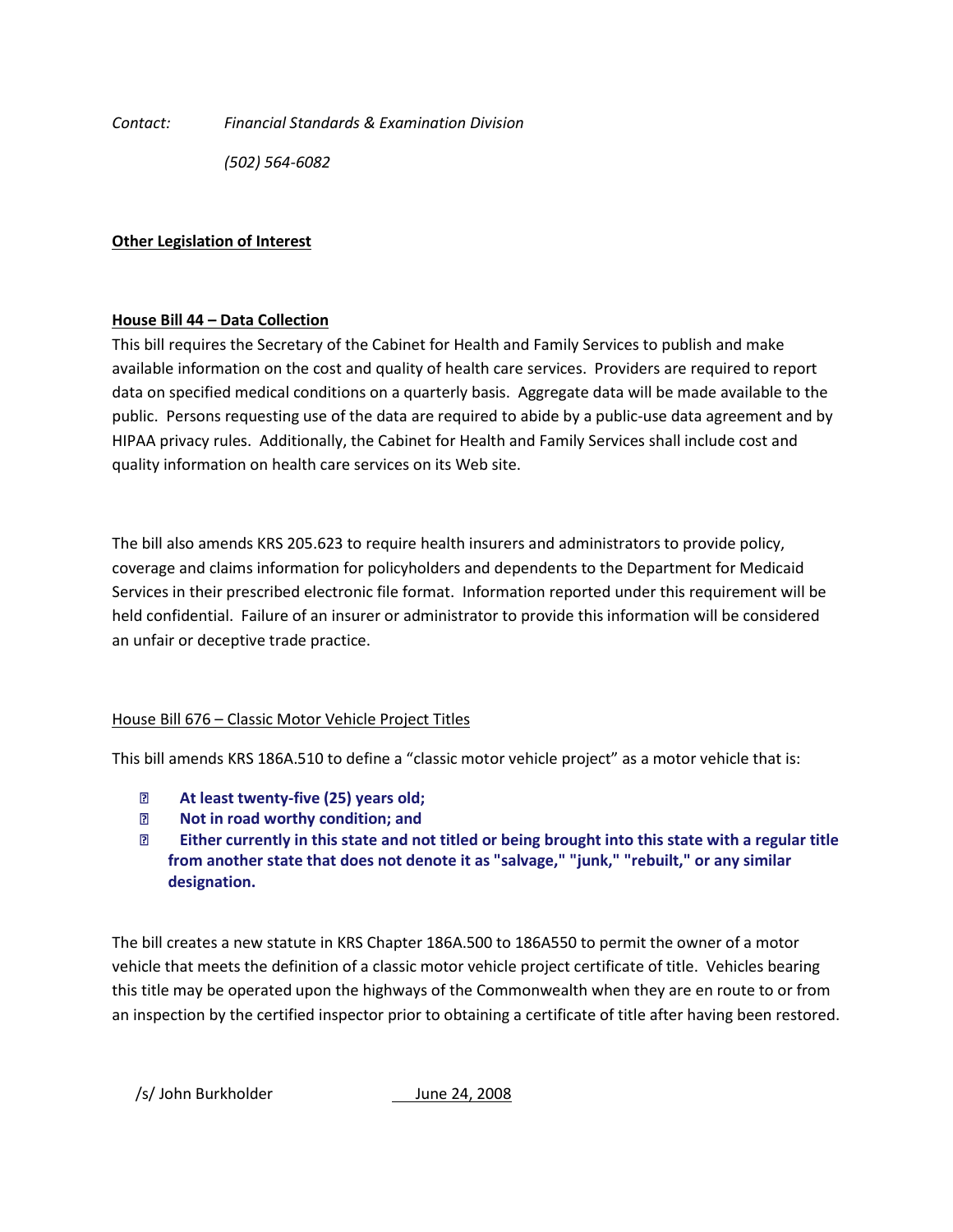*Contact: Financial Standards & Examination Division*

*(502) 564-6082*

**Other Legislation of Interest**

**House Bill 44 – Data Collection**

This bill requires the Secretary of the Cabinet for Health and Family Services to publish and make available information on the cost and quality of health care services. Providers are required to report data on specified medical conditions on a quarterly basis. Aggregate data will be made available to the public. Persons requesting use of the data are required to abide by a public-use data agreement and by HIPAA privacy rules. Additionally, the Cabinet for Health and Family Services shall include cost and quality information on health care services on its Web site.

The bill also amends KRS 205.623 to require health insurers and administrators to provide policy, coverage and claims information for policyholders and dependents to the Department for Medicaid Services in their prescribed electronic file format. Information reported under this requirement will be held confidential. Failure of an insurer or administrator to provide this information will be considered an unfair or deceptive trade practice.

House Bill 676 – Classic Motor Vehicle Project Titles

This bill amends KRS 186A.510 to define a "classic motor vehicle project" as a motor vehicle that is:

- **At least twenty-five (25) years old;**
- **Not in road worthy condition; and**
- **Either currently in this state and not titled or being brought into this state with a regular title from another state that does not denote it as "salvage," "junk," "rebuilt," or any similar designation.**

The bill creates a new statute in KRS Chapter 186A.500 to 186A550 to permit the owner of a motor vehicle that meets the definition of a classic motor vehicle project certificate of title. Vehicles bearing this title may be operated upon the highways of the Commonwealth when they are en route to or from an inspection by the certified inspector prior to obtaining a certificate of title after having been restored.

/s/ John Burkholder June 24, 2008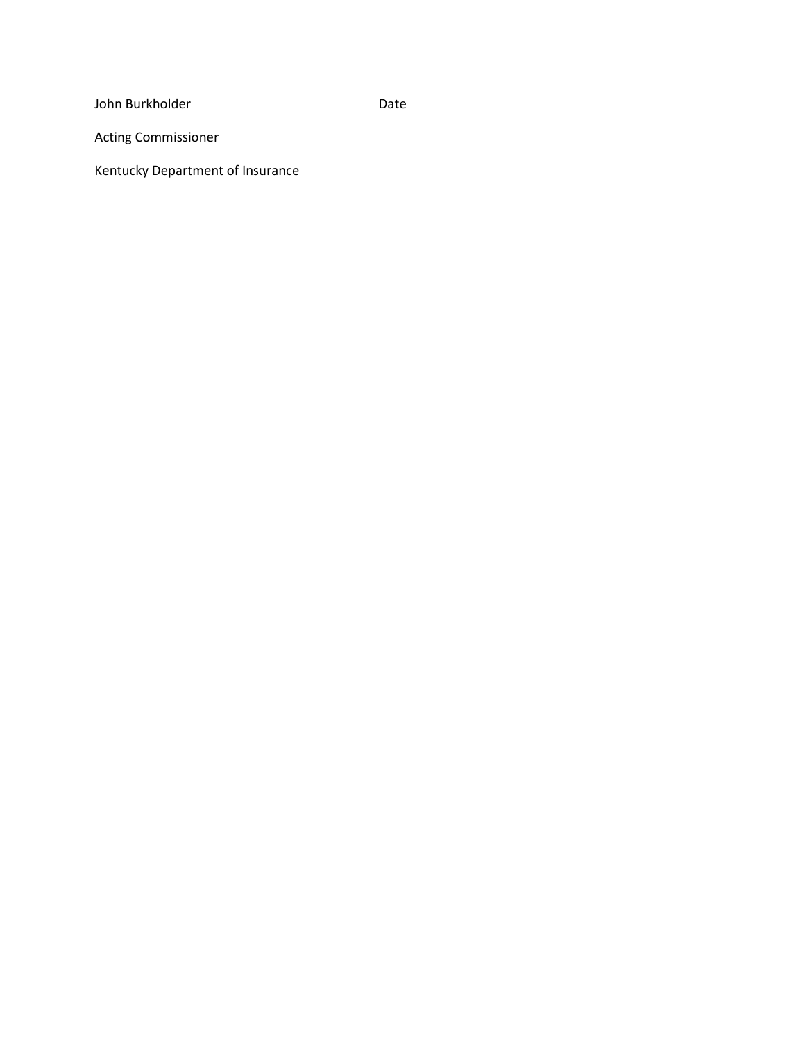John Burkholder Date

Acting Commissioner

Kentucky Department of Insurance